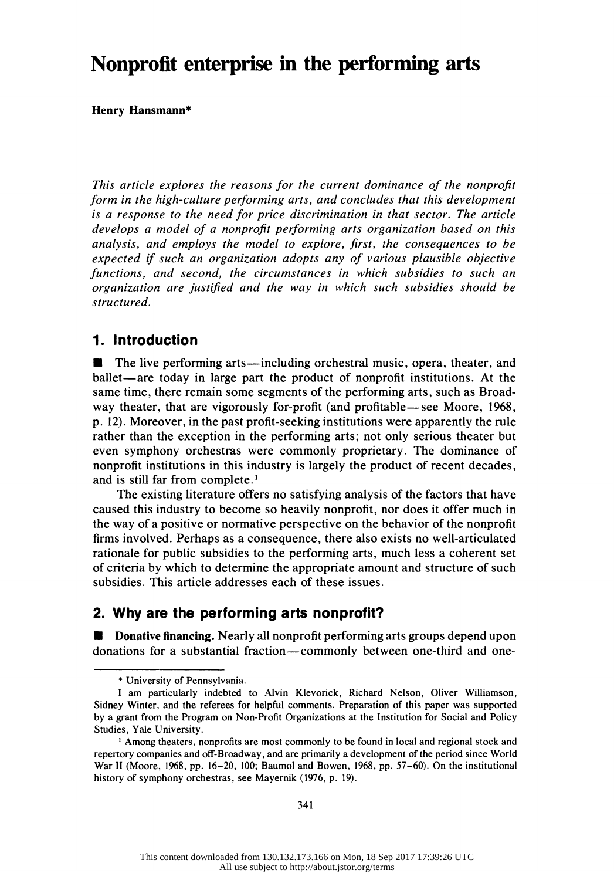# Nonprofit enterprise in the performing arts

**Henry Hansmann***

*This article explores the reasons for the current dominance of the nonprofit form in the high-culture performing arts, and concludes that this development is a response to the need for price discrimination in that sector. The article develops a model of a nonprofit performing arts organization based on this analysis, and employs the model to explore, first, the consequences to be expected if such an organization adopts any of various plausible objective functions, and second, the circumstances in which subsidies to such an organization are justified and the way in which such subsidies should be structured.*

## 1. Introduction

■ The live performing arts—including orchestral music, opera, theater, and ballet—are today in large part the product of nonprofit institutions. At the same time, there remain some segments of the performing arts, such as Broadway theater, that are vigorously for-profit (and profitable—see Moore, 1968, p. 12). Moreover, in the past profit-seeking institutions were apparently the rule rather than the exception in the performing arts; not only serious theater but even symphony orchestras were commonly proprietary. The dominance of nonprofit institutions in this industry is largely the product of recent decades, and is still far from complete.[1]

The existing literature offers no satisfying analysis of the factors that have caused this industry to become so heavily nonprofit, nor does it offer much in the way of a positive or normative perspective on the behavior of the nonprofit firms involved. Perhaps as a consequence, there also exists no well-articulated rationale for public subsidies to the performing arts, much less a coherent set of criteria by which to determine the appropriate amount and structure of such subsidies. This article addresses each of these issues.

## 2. Why are the performing arts nonprofit?

■ **Donative financing.** Nearly all nonprofit performing arts groups depend upon donations for a substantial fraction—commonly between one-third and one-

---

\* University of Pennsylvania.

I am particularly indebted to Alvin Klevorick, Richard Nelson, Oliver Williamson, Sidney Winter, and the referees for helpful comments. Preparation of this paper was supported by a grant from the Program on Non-Profit Organizations at the Institution for Social and Policy Studies, Yale University.

[1] Among theaters, nonprofits are most commonly to be found in local and regional stock and repertory companies and off-Broadway, and are primarily a development of the period since World War II (Moore, 1968, pp. 16–20, 100; Baumol and Bowen, 1968, pp. 57–60). On the institutional history of symphony orchestras, see Mayernik (1976, p. 19).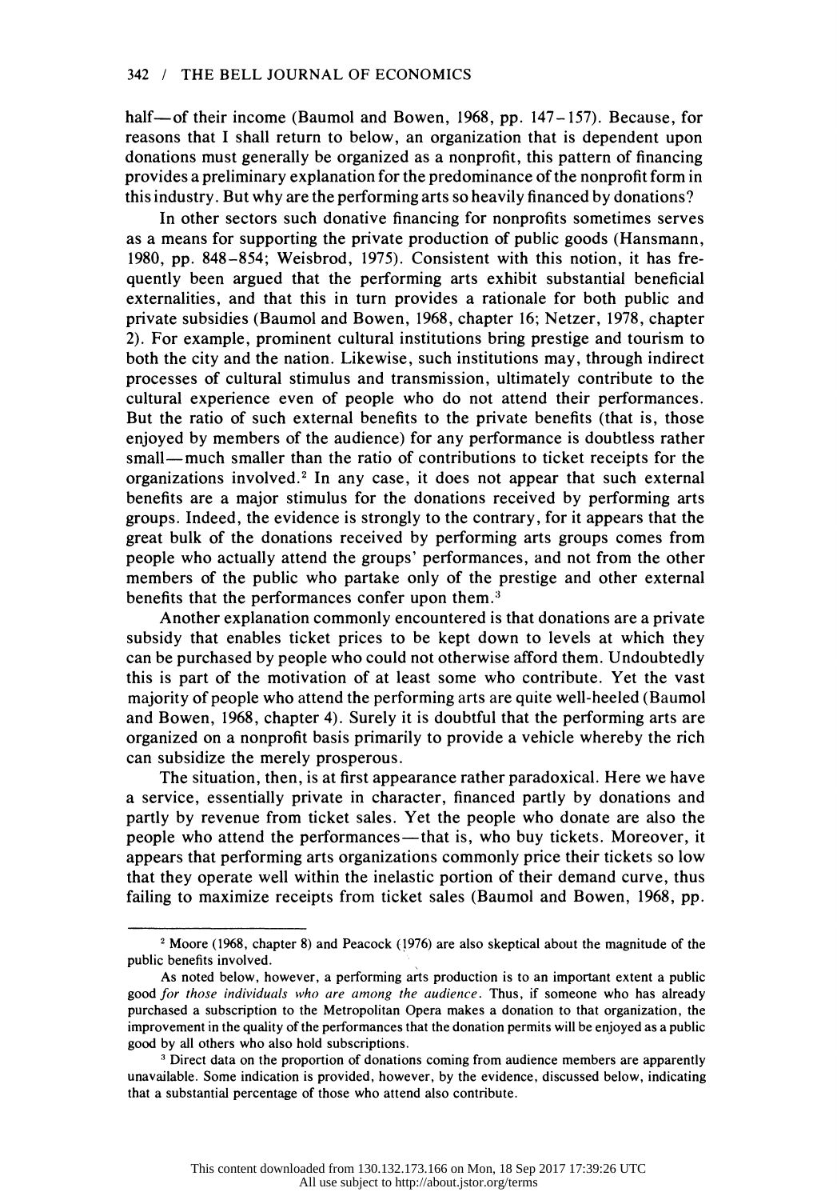half—of their income (Baumol and Bowen, 1968, pp. 147–157). Because, for reasons that I shall return to below, an organization that is dependent upon donations must generally be organized as a nonprofit, this pattern of financing provides a preliminary explanation for the predominance of the nonprofit form in this industry. But why are the performing arts so heavily financed by donations?

In other sectors such donative financing for nonprofits sometimes serves as a means for supporting the private production of public goods (Hansmann, 1980, pp. 848–854; Weisbrod, 1975). Consistent with this notion, it has frequently been argued that the performing arts exhibit substantial beneficial externalities, and that this in turn provides a rationale for both public and private subsidies (Baumol and Bowen, 1968, chapter 16; Netzer, 1978, chapter 2). For example, prominent cultural institutions bring prestige and tourism to both the city and the nation. Likewise, such institutions may, through indirect processes of cultural stimulus and transmission, ultimately contribute to the cultural experience even of people who do not attend their performances. But the ratio of such external benefits to the private benefits (that is, those enjoyed by members of the audience) for any performance is doubtless rather small—much smaller than the ratio of contributions to ticket receipts for the organizations involved.[2] In any case, it does not appear that such external benefits are a major stimulus for the donations received by performing arts groups. Indeed, the evidence is strongly to the contrary, for it appears that the great bulk of the donations received by performing arts groups comes from people who actually attend the groups' performances, and not from the other members of the public who partake only of the prestige and other external benefits that the performances confer upon them.[3]

Another explanation commonly encountered is that donations are a private subsidy that enables ticket prices to be kept down to levels at which they can be purchased by people who could not otherwise afford them. Undoubtedly this is part of the motivation of at least some who contribute. Yet the vast majority of people who attend the performing arts are quite well-heeled (Baumol and Bowen, 1968, chapter 4). Surely it is doubtful that the performing arts are organized on a nonprofit basis primarily to provide a vehicle whereby the rich can subsidize the merely prosperous.

The situation, then, is at first appearance rather paradoxical. Here we have a service, essentially private in character, financed partly by donations and partly by revenue from ticket sales. Yet the people who donate are also the people who attend the performances—that is, who buy tickets. Moreover, it appears that performing arts organizations commonly price their tickets so low that they operate well within the inelastic portion of their demand curve, thus failing to maximize receipts from ticket sales (Baumol and Bowen, 1968, pp.

---

[2] Moore (1968, chapter 8) and Peacock (1976) are also skeptical about the magnitude of the public benefits involved.

As noted below, however, a performing arts production is to an important extent a public good *for those individuals who are among the audience*. Thus, if someone who has already purchased a subscription to the Metropolitan Opera makes a donation to that organization, the improvement in the quality of the performances that the donation permits will be enjoyed as a public good by all others who also hold subscriptions.

[3] Direct data on the proportion of donations coming from audience members are apparently unavailable. Some indication is provided, however, by the evidence, discussed below, indicating that a substantial percentage of those who attend also contribute.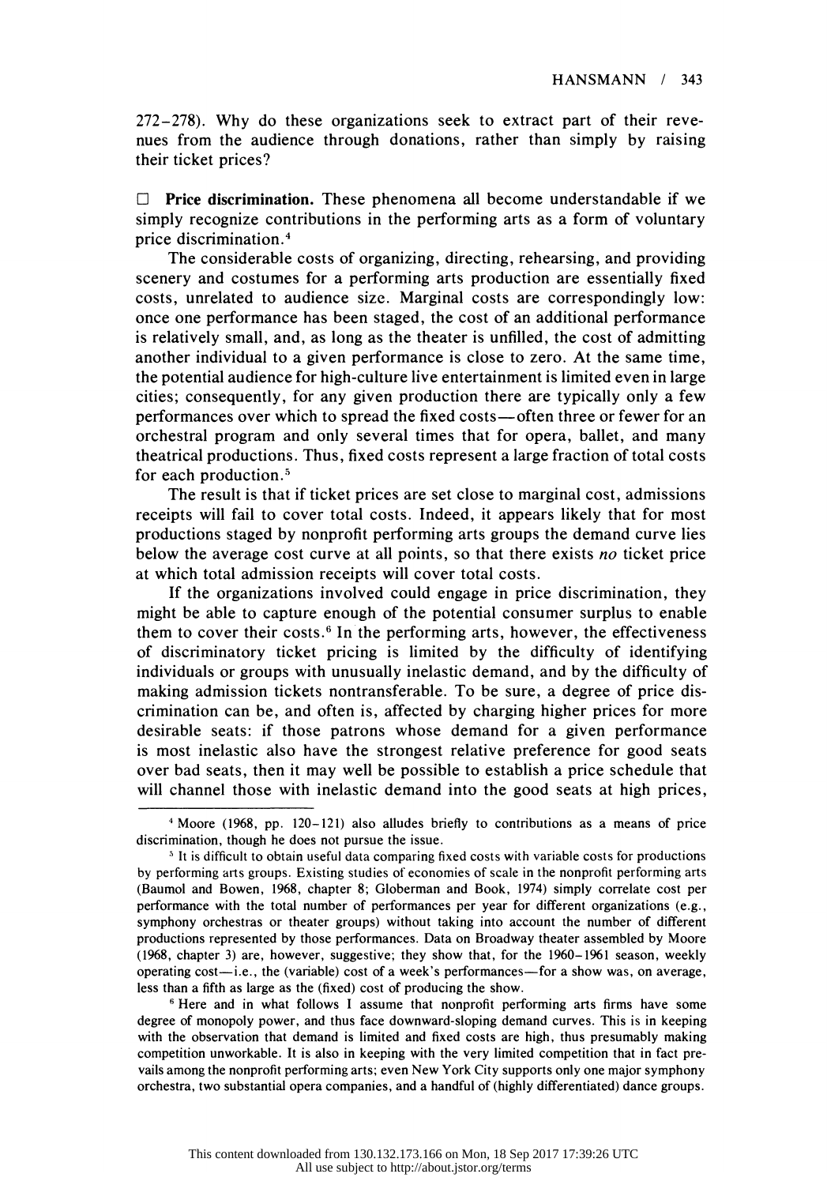272–278). Why do these organizations seek to extract part of their revenues from the audience through donations, rather than simply by raising their ticket prices?

☐ **Price discrimination.** These phenomena all become understandable if we simply recognize contributions in the performing arts as a form of voluntary price discrimination.[4]

The considerable costs of organizing, directing, rehearsing, and providing scenery and costumes for a performing arts production are essentially fixed costs, unrelated to audience size. Marginal costs are correspondingly low: once one performance has been staged, the cost of an additional performance is relatively small, and, as long as the theater is unfilled, the cost of admitting another individual to a given performance is close to zero. At the same time, the potential audience for high-culture live entertainment is limited even in large cities; consequently, for any given production there are typically only a few performances over which to spread the fixed costs—often three or fewer for an orchestral program and only several times that for opera, ballet, and many theatrical productions. Thus, fixed costs represent a large fraction of total costs for each production.[5]

The result is that if ticket prices are set close to marginal cost, admissions receipts will fail to cover total costs. Indeed, it appears likely that for most productions staged by nonprofit performing arts groups the demand curve lies below the average cost curve at all points, so that there exists *no* ticket price at which total admission receipts will cover total costs.

If the organizations involved could engage in price discrimination, they might be able to capture enough of the potential consumer surplus to enable them to cover their costs.[6] In the performing arts, however, the effectiveness of discriminatory ticket pricing is limited by the difficulty of identifying individuals or groups with unusually inelastic demand, and by the difficulty of making admission tickets nontransferable. To be sure, a degree of price discrimination can be, and often is, affected by charging higher prices for more desirable seats: if those patrons whose demand for a given performance is most inelastic also have the strongest relative preference for good seats over bad seats, then it may well be possible to establish a price schedule that will channel those with inelastic demand into the good seats at high prices,

---

[4] Moore (1968, pp. 120–121) also alludes briefly to contributions as a means of price discrimination, though he does not pursue the issue.

[5] It is difficult to obtain useful data comparing fixed costs with variable costs for productions by performing arts groups. Existing studies of economies of scale in the nonprofit performing arts (Baumol and Bowen, 1968, chapter 8; Globerman and Book, 1974) simply correlate cost per performance with the total number of performances per year for different organizations (e.g., symphony orchestras or theater groups) without taking into account the number of different productions represented by those performances. Data on Broadway theater assembled by Moore (1968, chapter 3) are, however, suggestive; they show that, for the 1960–1961 season, weekly operating cost—i.e., the (variable) cost of a week's performances—for a show was, on average, less than a fifth as large as the (fixed) cost of producing the show.

[6] Here and in what follows I assume that nonprofit performing arts firms have some degree of monopoly power, and thus face downward-sloping demand curves. This is in keeping with the observation that demand is limited and fixed costs are high, thus presumably making competition unworkable. It is also in keeping with the very limited competition that in fact prevails among the nonprofit performing arts; even New York City supports only one major symphony orchestra, two substantial opera companies, and a handful of (highly differentiated) dance groups.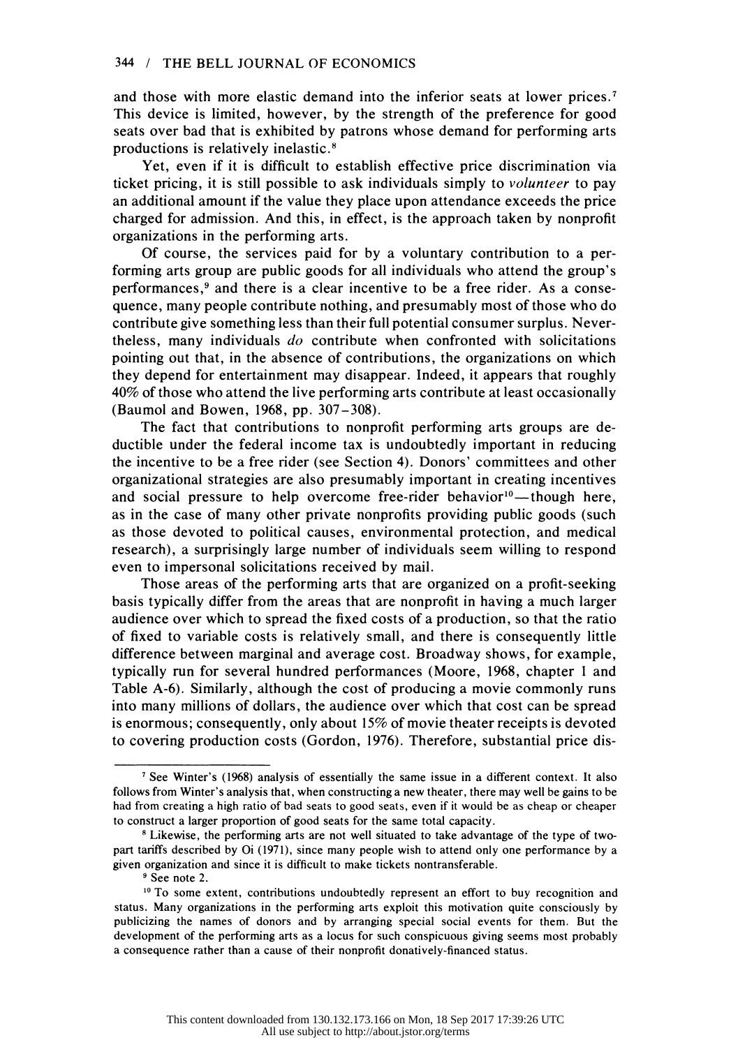and those with more elastic demand into the inferior seats at lower prices.[7] This device is limited, however, by the strength of the preference for good seats over bad that is exhibited by patrons whose demand for performing arts productions is relatively inelastic.[8]

Yet, even if it is difficult to establish effective price discrimination via ticket pricing, it is still possible to ask individuals simply to *volunteer* to pay an additional amount if the value they place upon attendance exceeds the price charged for admission. And this, in effect, is the approach taken by nonprofit organizations in the performing arts.

Of course, the services paid for by a voluntary contribution to a performing arts group are public goods for all individuals who attend the group's performances,[9] and there is a clear incentive to be a free rider. As a consequence, many people contribute nothing, and presumably most of those who do contribute give something less than their full potential consumer surplus. Nevertheless, many individuals *do* contribute when confronted with solicitations pointing out that, in the absence of contributions, the organizations on which they depend for entertainment may disappear. Indeed, it appears that roughly 40% of those who attend the live performing arts contribute at least occasionally (Baumol and Bowen, 1968, pp. 307–308).

The fact that contributions to nonprofit performing arts groups are deductible under the federal income tax is undoubtedly important in reducing the incentive to be a free rider (see Section 4). Donors' committees and other organizational strategies are also presumably important in creating incentives and social pressure to help overcome free-rider behavior[10]—though here, as in the case of many other private nonprofits providing public goods (such as those devoted to political causes, environmental protection, and medical research), a surprisingly large number of individuals seem willing to respond even to impersonal solicitations received by mail.

Those areas of the performing arts that are organized on a profit-seeking basis typically differ from the areas that are nonprofit in having a much larger audience over which to spread the fixed costs of a production, so that the ratio of fixed to variable costs is relatively small, and there is consequently little difference between marginal and average cost. Broadway shows, for example, typically run for several hundred performances (Moore, 1968, chapter 1 and Table A-6). Similarly, although the cost of producing a movie commonly runs into many millions of dollars, the audience over which that cost can be spread is enormous; consequently, only about 15% of movie theater receipts is devoted to covering production costs (Gordon, 1976). Therefore, substantial price dis-

---

[7] See Winter's (1968) analysis of essentially the same issue in a different context. It also follows from Winter's analysis that, when constructing a new theater, there may well be gains to be had from creating a high ratio of bad seats to good seats, even if it would be as cheap or cheaper to construct a larger proportion of good seats for the same total capacity.

[8] Likewise, the performing arts are not well situated to take advantage of the type of two-part tariffs described by Oi (1971), since many people wish to attend only one performance by a given organization and since it is difficult to make tickets nontransferable.

[9] See note 2.

[10] To some extent, contributions undoubtedly represent an effort to buy recognition and status. Many organizations in the performing arts exploit this motivation quite consciously by publicizing the names of donors and by arranging special social events for them. But the development of the performing arts as a locus for such conspicuous giving seems most probably a consequence rather than a cause of their nonprofit donatively-financed status.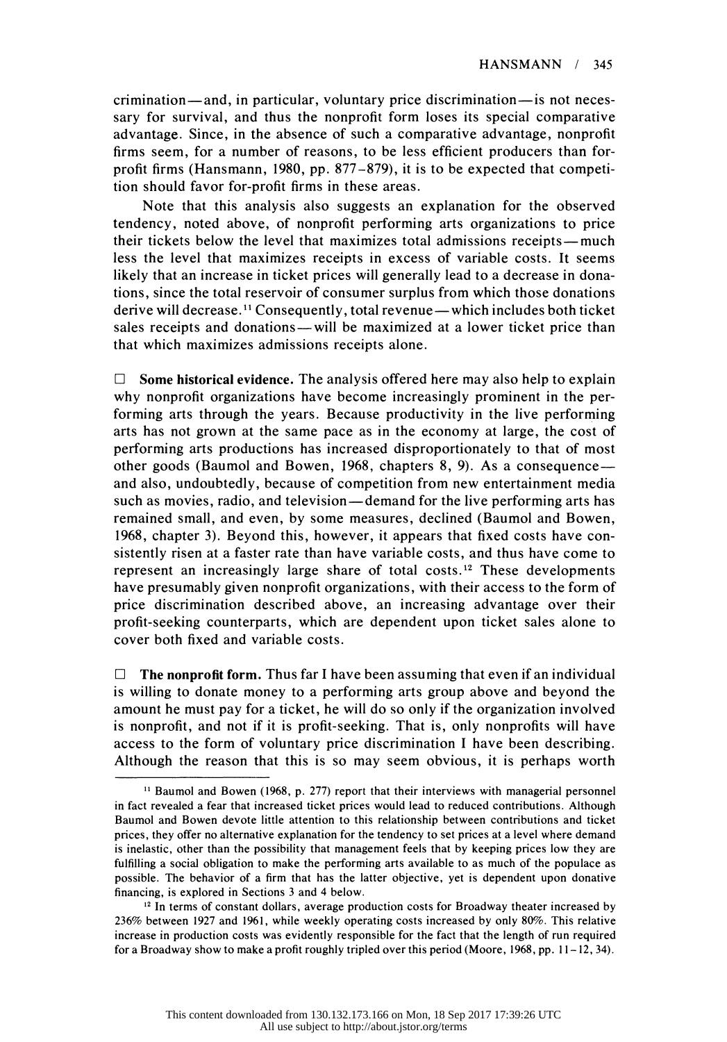crimination—and, in particular, voluntary price discrimination—is not necessary for survival, and thus the nonprofit form loses its special comparative advantage. Since, in the absence of such a comparative advantage, nonprofit firms seem, for a number of reasons, to be less efficient producers than for-profit firms (Hansmann, 1980, pp. 877–879), it is to be expected that competition should favor for-profit firms in these areas.

Note that this analysis also suggests an explanation for the observed tendency, noted above, of nonprofit performing arts organizations to price their tickets below the level that maximizes total admissions receipts—much less the level that maximizes receipts in excess of variable costs. It seems likely that an increase in ticket prices will generally lead to a decrease in donations, since the total reservoir of consumer surplus from which those donations derive will decrease.[11] Consequently, total revenue—which includes both ticket sales receipts and donations—will be maximized at a lower ticket price than that which maximizes admissions receipts alone.

☐ **Some historical evidence.** The analysis offered here may also help to explain why nonprofit organizations have become increasingly prominent in the performing arts through the years. Because productivity in the live performing arts has not grown at the same pace as in the economy at large, the cost of performing arts productions has increased disproportionately to that of most other goods (Baumol and Bowen, 1968, chapters 8, 9). As a consequence—and also, undoubtedly, because of competition from new entertainment media such as movies, radio, and television—demand for the live performing arts has remained small, and even, by some measures, declined (Baumol and Bowen, 1968, chapter 3). Beyond this, however, it appears that fixed costs have consistently risen at a faster rate than have variable costs, and thus have come to represent an increasingly large share of total costs.[12] These developments have presumably given nonprofit organizations, with their access to the form of price discrimination described above, an increasing advantage over their profit-seeking counterparts, which are dependent upon ticket sales alone to cover both fixed and variable costs.

☐ **The nonprofit form.** Thus far I have been assuming that even if an individual is willing to donate money to a performing arts group above and beyond the amount he must pay for a ticket, he will do so only if the organization involved is nonprofit, and not if it is profit-seeking. That is, only nonprofits will have access to the form of voluntary price discrimination I have been describing. Although the reason that this is so may seem obvious, it is perhaps worth

---

[11] Baumol and Bowen (1968, p. 277) report that their interviews with managerial personnel in fact revealed a fear that increased ticket prices would lead to reduced contributions. Although Baumol and Bowen devote little attention to this relationship between contributions and ticket prices, they offer no alternative explanation for the tendency to set prices at a level where demand is inelastic, other than the possibility that management feels that by keeping prices low they are fulfilling a social obligation to make the performing arts available to as much of the populace as possible. The behavior of a firm that has the latter objective, yet is dependent upon donative financing, is explored in Sections 3 and 4 below.

[12] In terms of constant dollars, average production costs for Broadway theater increased by 236% between 1927 and 1961, while weekly operating costs increased by only 80%. This relative increase in production costs was evidently responsible for the fact that the length of run required for a Broadway show to make a profit roughly tripled over this period (Moore, 1968, pp. 11–12, 34).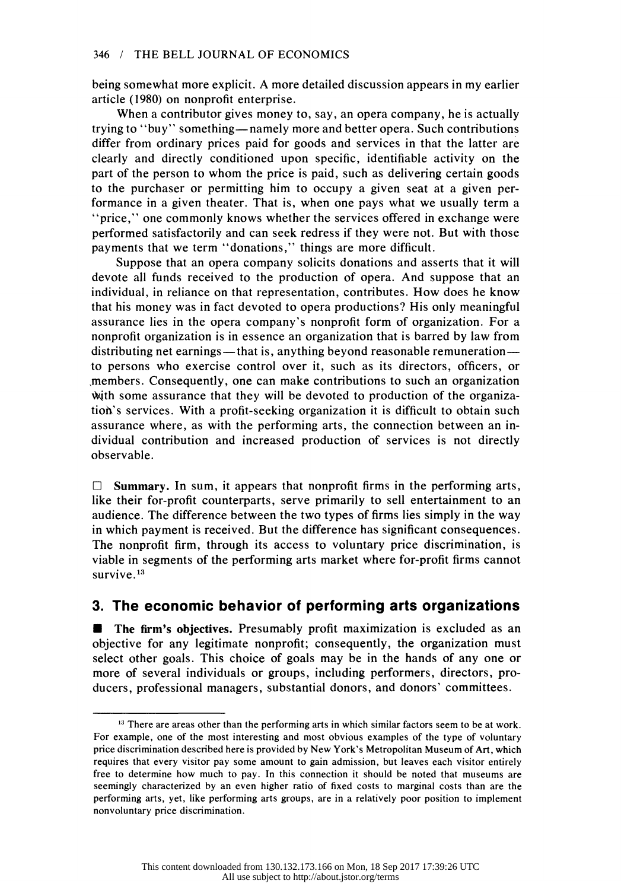being somewhat more explicit. A more detailed discussion appears in my earlier article (1980) on nonprofit enterprise.

When a contributor gives money to, say, an opera company, he is actually trying to "buy" something—namely more and better opera. Such contributions differ from ordinary prices paid for goods and services in that the latter are clearly and directly conditioned upon specific, identifiable activity on the part of the person to whom the price is paid, such as delivering certain goods to the purchaser or permitting him to occupy a given seat at a given performance in a given theater. That is, when one pays what we usually term a "price," one commonly knows whether the services offered in exchange were performed satisfactorily and can seek redress if they were not. But with those payments that we term "donations," things are more difficult.

Suppose that an opera company solicits donations and asserts that it will devote all funds received to the production of opera. And suppose that an individual, in reliance on that representation, contributes. How does he know that his money was in fact devoted to opera productions? His only meaningful assurance lies in the opera company's nonprofit form of organization. For a nonprofit organization is in essence an organization that is barred by law from distributing net earnings—that is, anything beyond reasonable remuneration—to persons who exercise control over it, such as its directors, officers, or members. Consequently, one can make contributions to such an organization with some assurance that they will be devoted to production of the organization's services. With a profit-seeking organization it is difficult to obtain such assurance where, as with the performing arts, the connection between an individual contribution and increased production of services is not directly observable.

□ **Summary.** In sum, it appears that nonprofit firms in the performing arts, like their for-profit counterparts, serve primarily to sell entertainment to an audience. The difference between the two types of firms lies simply in the way in which payment is received. But the difference has significant consequences. The nonprofit firm, through its access to voluntary price discrimination, is viable in segments of the performing arts market where for-profit firms cannot survive.[13]

## 3. The economic behavior of performing arts organizations

■ **The firm's objectives.** Presumably profit maximization is excluded as an objective for any legitimate nonprofit; consequently, the organization must select other goals. This choice of goals may be in the hands of any one or more of several individuals or groups, including performers, directors, producers, professional managers, substantial donors, and donors' committees.

---

[13] There are areas other than the performing arts in which similar factors seem to be at work. For example, one of the most interesting and most obvious examples of the type of voluntary price discrimination described here is provided by New York's Metropolitan Museum of Art, which requires that every visitor pay some amount to gain admission, but leaves each visitor entirely free to determine how much to pay. In this connection it should be noted that museums are seemingly characterized by an even higher ratio of fixed costs to marginal costs than are the performing arts, yet, like performing arts groups, are in a relatively poor position to implement nonvoluntary price discrimination.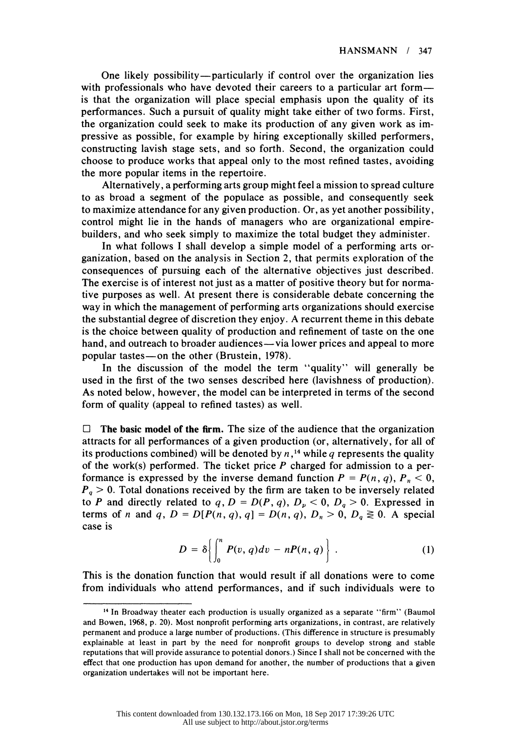One likely possibility—particularly if control over the organization lies with professionals who have devoted their careers to a particular art form—is that the organization will place special emphasis upon the quality of its performances. Such a pursuit of quality might take either of two forms. First, the organization could seek to make its production of any given work as impressive as possible, for example by hiring exceptionally skilled performers, constructing lavish stage sets, and so forth. Second, the organization could choose to produce works that appeal only to the most refined tastes, avoiding the more popular items in the repertoire.

Alternatively, a performing arts group might feel a mission to spread culture to as broad a segment of the populace as possible, and consequently seek to maximize attendance for any given production. Or, as yet another possibility, control might lie in the hands of managers who are organizational empire-builders, and who seek simply to maximize the total budget they administer.

In what follows I shall develop a simple model of a performing arts organization, based on the analysis in Section 2, that permits exploration of the consequences of pursuing each of the alternative objectives just described. The exercise is of interest not just as a matter of positive theory but for normative purposes as well. At present there is considerable debate concerning the way in which the management of performing arts organizations should exercise the substantial degree of discretion they enjoy. A recurrent theme in this debate is the choice between quality of production and refinement of taste on the one hand, and outreach to broader audiences—via lower prices and appeal to more popular tastes—on the other (Brustein, 1978).

In the discussion of the model the term "quality" will generally be used in the first of the two senses described here (lavishness of production). As noted below, however, the model can be interpreted in terms of the second form of quality (appeal to refined tastes) as well.

□ **The basic model of the firm.** The size of the audience that the organization attracts for all performances of a given production (or, alternatively, for all of its productions combined) will be denoted by $n$,[14] while $q$ represents the quality of the work(s) performed. The ticket price $P$ charged for admission to a performance is expressed by the inverse demand function $P = P(n, q)$, $P_n < 0$, $P_q > 0$. Total donations received by the firm are taken to be inversely related to $P$ and directly related to $q$, $D = D(P, q)$, $D_p < 0$, $D_q > 0$. Expressed in terms of $n$ and $q$, $D = D[P(n, q), q] = D(n, q)$, $D_n > 0$, $D_q \gtreqless 0$. A special case is

$$D = \delta\left\{\int_0^n P(v, q)dv - nP(n, q)\right\}. \tag{1}$$

This is the donation function that would result if all donations were to come from individuals who attend performances, and if such individuals were to

[14] In Broadway theater each production is usually organized as a separate "firm" (Baumol and Bowen, 1968, p. 20). Most nonprofit performing arts organizations, in contrast, are relatively permanent and produce a large number of productions. (This difference in structure is presumably explainable at least in part by the need for nonprofit groups to develop strong and stable reputations that will provide assurance to potential donors.) Since I shall not be concerned with the effect that one production has upon demand for another, the number of productions that a given organization undertakes will not be important here.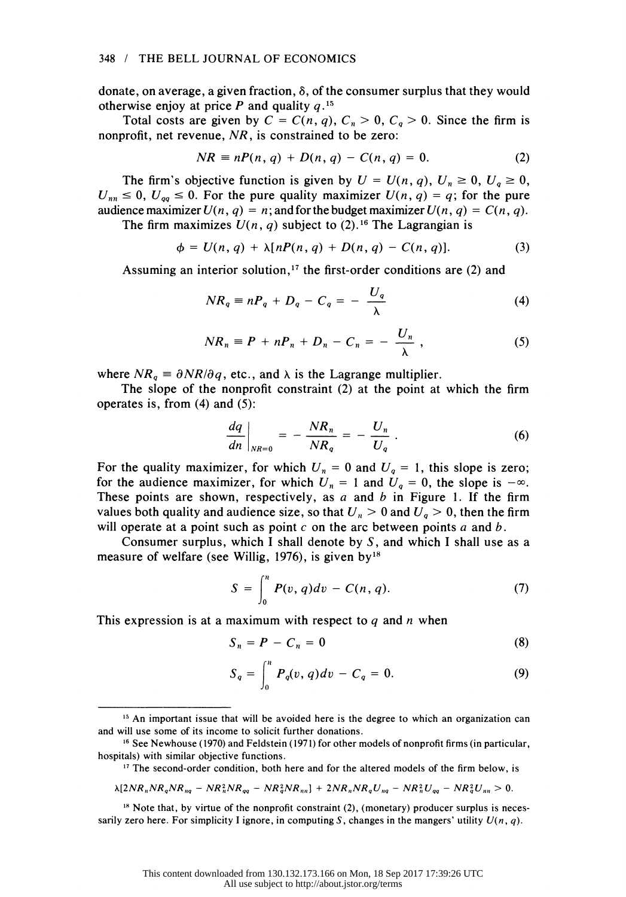donate, on average, a given fraction, $\delta$, of the consumer surplus that they would otherwise enjoy at price $P$ and quality $q$.[15]

Total costs are given by $C = C(n, q)$, $C_n > 0$, $C_q > 0$. Since the firm is nonprofit, net revenue, $NR$, is constrained to be zero:

$$NR \equiv nP(n, q) + D(n, q) - C(n, q) = 0. \tag{2}$$

The firm's objective function is given by $U = U(n, q)$, $U_n \geq 0$, $U_q \geq 0$, $U_{nn} \leq 0$, $U_{qq} \leq 0$. For the pure quality maximizer $U(n, q) = q$; for the pure audience maximizer $U(n, q) = n$; and for the budget maximizer $U(n, q) = C(n, q)$.

The firm maximizes $U(n, q)$ subject to (2).[16] The Lagrangian is

$$\phi = U(n, q) + \lambda[nP(n, q) + D(n, q) - C(n, q)]. \tag{3}$$

Assuming an interior solution,[17] the first-order conditions are (2) and

$$NR_q \equiv nP_q + D_q - C_q = -\frac{U_q}{\lambda} \tag{4}$$

$$NR_n \equiv P + nP_n + D_n - C_n = -\frac{U_n}{\lambda}, \tag{5}$$

where $NR_q \equiv \partial NR/\partial q$, etc., and $\lambda$ is the Lagrange multiplier.

The slope of the nonprofit constraint (2) at the point at which the firm operates is, from (4) and (5):

$$\left.\frac{dq}{dn}\right|_{NR=0} = -\frac{NR_n}{NR_q} = -\frac{U_n}{U_q}. \tag{6}$$

For the quality maximizer, for which $U_n = 0$ and $U_q = 1$, this slope is zero; for the audience maximizer, for which $U_n = 1$ and $U_q = 0$, the slope is $-\infty$. These points are shown, respectively, as $a$ and $b$ in Figure 1. If the firm values both quality and audience size, so that $U_n > 0$ and $U_q > 0$, then the firm will operate at a point such as point $c$ on the arc between points $a$ and $b$.

Consumer surplus, which I shall denote by $S$, and which I shall use as a measure of welfare (see Willig, 1976), is given by[18]

$$S = \int_0^n P(v, q)dv - C(n, q). \tag{7}$$

This expression is at a maximum with respect to $q$ and $n$ when

$$S_n = P - C_n = 0 \tag{8}$$

$$S_q = \int_0^n P_q(v, q)dv - C_q = 0. \tag{9}$$

---

[15] An important issue that will be avoided here is the degree to which an organization can and will use some of its income to solicit further donations.

[16] See Newhouse (1970) and Feldstein (1971) for other models of nonprofit firms (in particular, hospitals) with similar objective functions.

[17] The second-order condition, both here and for the altered models of the firm below, is

$$\lambda[2NR_nNR_qNR_{nq} - NR_n^2NR_{qq} - NR_q^2NR_{nn}] + 2NR_nNR_qU_{nq} - NR_n^2U_{qq} - NR_q^2U_{nn} > 0.$$

[18] Note that, by virtue of the nonprofit constraint (2), (monetary) producer surplus is necessarily zero here. For simplicity I ignore, in computing $S$, changes in the mangers' utility $U(n, q)$.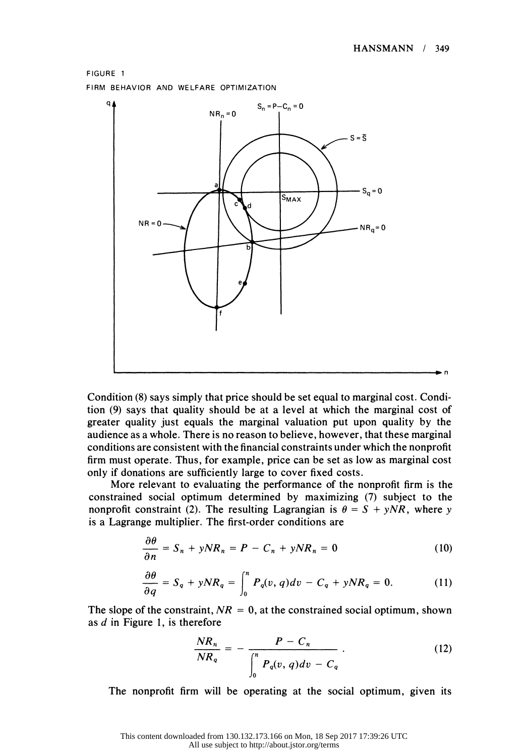FIGURE 1

FIRM BEHAVIOR AND WELFARE OPTIMIZATION

Condition (8) says simply that price should be set equal to marginal cost. Condition (9) says that quality should be at a level at which the marginal cost of greater quality just equals the marginal valuation put upon quality by the audience as a whole. There is no reason to believe, however, that these marginal conditions are consistent with the financial constraints under which the nonprofit firm must operate. Thus, for example, price can be set as low as marginal cost only if donations are sufficiently large to cover fixed costs.

More relevant to evaluating the performance of the nonprofit firm is the constrained social optimum determined by maximizing (7) subject to the nonprofit constraint (2). The resulting Lagrangian is $\theta = S + yNR$, where $y$ is a Lagrange multiplier. The first-order conditions are

$$\frac{\partial \theta}{\partial n} = S_n + yNR_n = P - C_n + yNR_n = 0 \tag{10}$$

$$\frac{\partial \theta}{\partial q} = S_q + yNR_q = \int_0^n P_q(v, q)dv - C_q + yNR_q = 0. \tag{11}$$

The slope of the constraint, $NR = 0$, at the constrained social optimum, shown as $d$ in Figure 1, is therefore

$$\frac{NR_n}{NR_q} = - \frac{P - C_n}{\displaystyle\int_0^n P_q(v, q)dv - C_q}. \tag{12}$$

The nonprofit firm will be operating at the social optimum, given its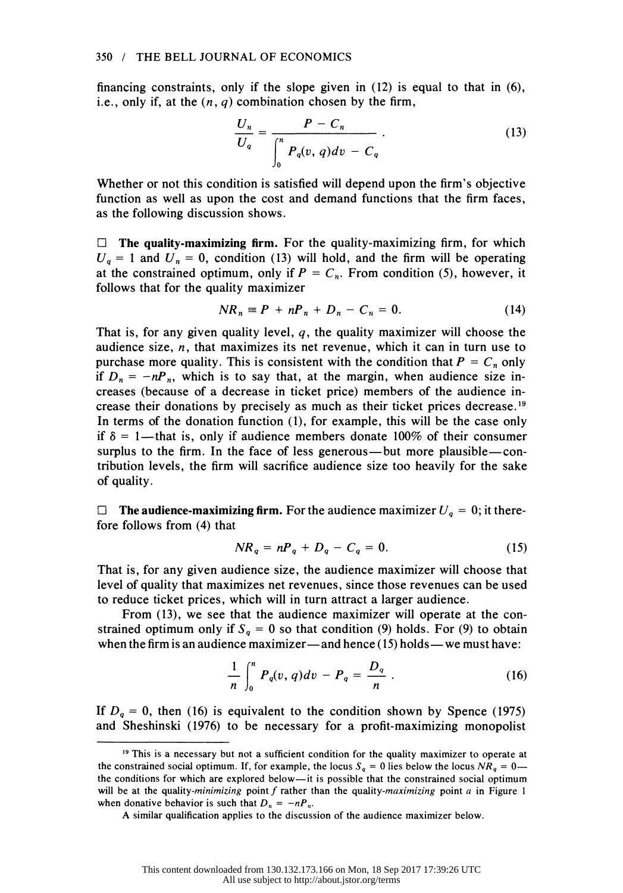financing constraints, only if the slope given in (12) is equal to that in (6), i.e., only if, at the $(n, q)$ combination chosen by the firm,

$$\frac{U_n}{U_q} = \frac{P - C_n}{\int_0^n P_q(v, q)dv - C_q}. \tag{13}$$

Whether or not this condition is satisfied will depend upon the firm's objective function as well as upon the cost and demand functions that the firm faces, as the following discussion shows.

☐ **The quality-maximizing firm.** For the quality-maximizing firm, for which $U_q = 1$ and $U_n = 0$, condition (13) will hold, and the firm will be operating at the constrained optimum, only if $P = C_n$. From condition (5), however, it follows that for the quality maximizer

$$NR_n \equiv P + nP_n + D_n - C_n = 0. \tag{14}$$

That is, for any given quality level, $q$, the quality maximizer will choose the audience size, $n$, that maximizes its net revenue, which it can in turn use to purchase more quality. This is consistent with the condition that $P = C_n$ only if $D_n = -nP_n$, which is to say that, at the margin, when audience size increases (because of a decrease in ticket price) members of the audience increase their donations by precisely as much as their ticket prices decrease.[19] In terms of the donation function (1), for example, this will be the case only if $\delta = 1$—that is, only if audience members donate 100% of their consumer surplus to the firm. In the face of less generous—but more plausible—contribution levels, the firm will sacrifice audience size too heavily for the sake of quality.

☐ **The audience-maximizing firm.** For the audience maximizer $U_q = 0$; it therefore follows from (4) that

$$NR_q = nP_q + D_q - C_q = 0. \tag{15}$$

That is, for any given audience size, the audience maximizer will choose that level of quality that maximizes net revenues, since those revenues can be used to reduce ticket prices, which will in turn attract a larger audience.

From (13), we see that the audience maximizer will operate at the constrained optimum only if $S_q = 0$ so that condition (9) holds. For (9) to obtain when the firm is an audience maximizer—and hence (15) holds—we must have:

$$\frac{1}{n}\int_0^n P_q(v, q)dv - P_q = \frac{D_q}{n}. \tag{16}$$

If $D_q = 0$, then (16) is equivalent to the condition shown by Spence (1975) and Sheshinski (1976) to be necessary for a profit-maximizing monopolist

[19] This is a necessary but not a sufficient condition for the quality maximizer to operate at the constrained social optimum. If, for example, the locus $S_q = 0$ lies below the locus $NR_q = 0$—the conditions for which are explored below—it is possible that the constrained social optimum will be at the quality-*minimizing* point $f$ rather than the quality-*maximizing* point $a$ in Figure 1 when donative behavior is such that $D_n = -nP_n$.

A similar qualification applies to the discussion of the audience maximizer below.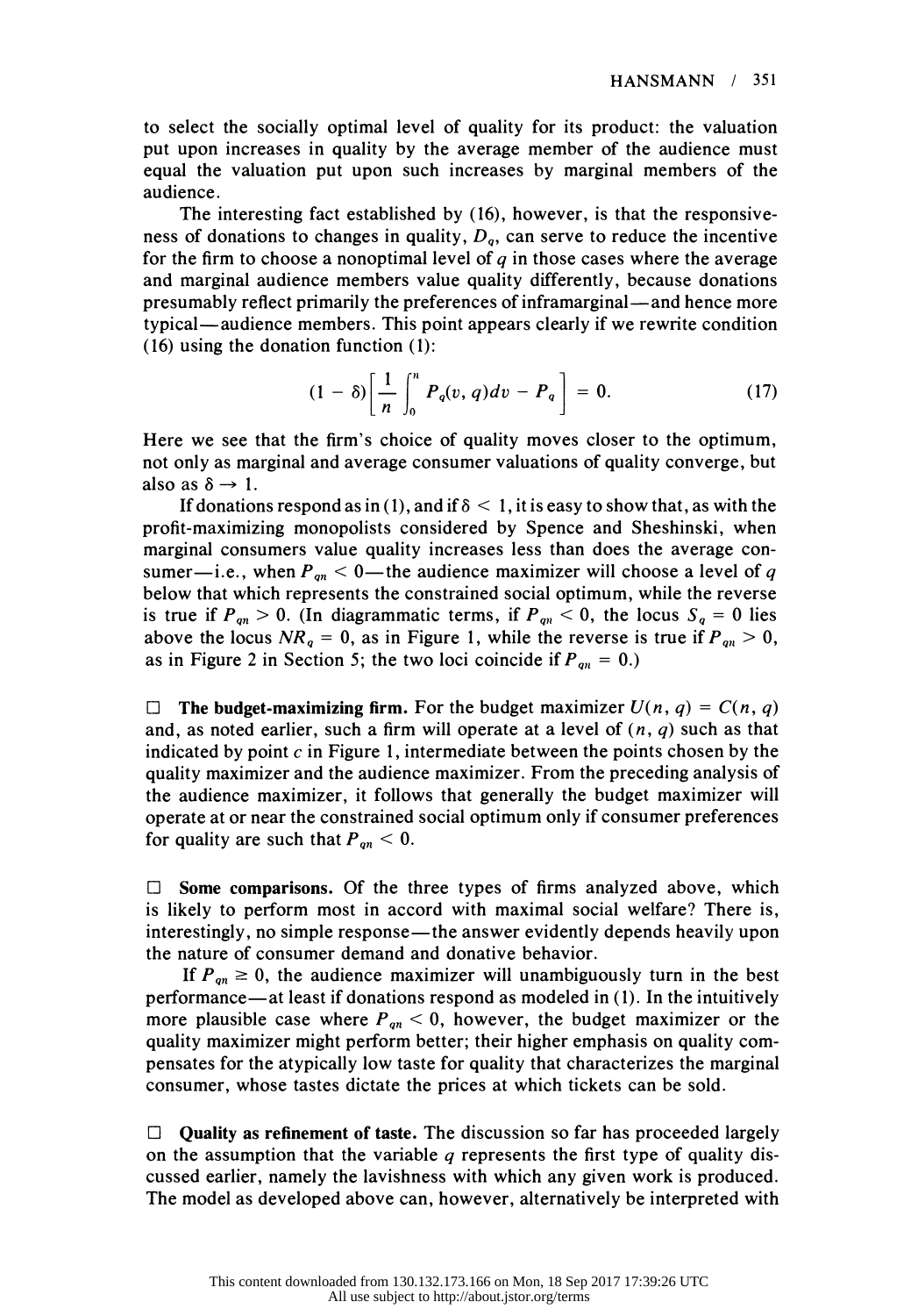to select the socially optimal level of quality for its product: the valuation put upon increases in quality by the average member of the audience must equal the valuation put upon such increases by marginal members of the audience.

The interesting fact established by (16), however, is that the responsiveness of donations to changes in quality, $D_q$, can serve to reduce the incentive for the firm to choose a nonoptimal level of $q$ in those cases where the average and marginal audience members value quality differently, because donations presumably reflect primarily the preferences of inframarginal—and hence more typical—audience members. This point appears clearly if we rewrite condition (16) using the donation function (1):

$$(1 - \delta)\left[\frac{1}{n}\int_0^n P_q(v, q)dv - P_q\right] = 0. \tag{17}$$

Here we see that the firm's choice of quality moves closer to the optimum, not only as marginal and average consumer valuations of quality converge, but also as $\delta \to 1$.

If donations respond as in (1), and if $\delta < 1$, it is easy to show that, as with the profit-maximizing monopolists considered by Spence and Sheshinski, when marginal consumers value quality increases less than does the average consumer—i.e., when $P_{qn} < 0$—the audience maximizer will choose a level of $q$ below that which represents the constrained social optimum, while the reverse is true if $P_{qn} > 0$. (In diagrammatic terms, if $P_{qn} < 0$, the locus $S_q = 0$ lies above the locus $NR_q = 0$, as in Figure 1, while the reverse is true if $P_{qn} > 0$, as in Figure 2 in Section 5; the two loci coincide if $P_{qn} = 0$.)

□ **The budget-maximizing firm.** For the budget maximizer $U(n, q) = C(n, q)$ and, as noted earlier, such a firm will operate at a level of $(n, q)$ such as that indicated by point $c$ in Figure 1, intermediate between the points chosen by the quality maximizer and the audience maximizer. From the preceding analysis of the audience maximizer, it follows that generally the budget maximizer will operate at or near the constrained social optimum only if consumer preferences for quality are such that $P_{qn} < 0$.

□ **Some comparisons.** Of the three types of firms analyzed above, which is likely to perform most in accord with maximal social welfare? There is, interestingly, no simple response—the answer evidently depends heavily upon the nature of consumer demand and donative behavior.

If $P_{qn} \geq 0$, the audience maximizer will unambiguously turn in the best performance—at least if donations respond as modeled in (1). In the intuitively more plausible case where $P_{qn} < 0$, however, the budget maximizer or the quality maximizer might perform better; their higher emphasis on quality compensates for the atypically low taste for quality that characterizes the marginal consumer, whose tastes dictate the prices at which tickets can be sold.

□ **Quality as refinement of taste.** The discussion so far has proceeded largely on the assumption that the variable $q$ represents the first type of quality discussed earlier, namely the lavishness with which any given work is produced. The model as developed above can, however, alternatively be interpreted with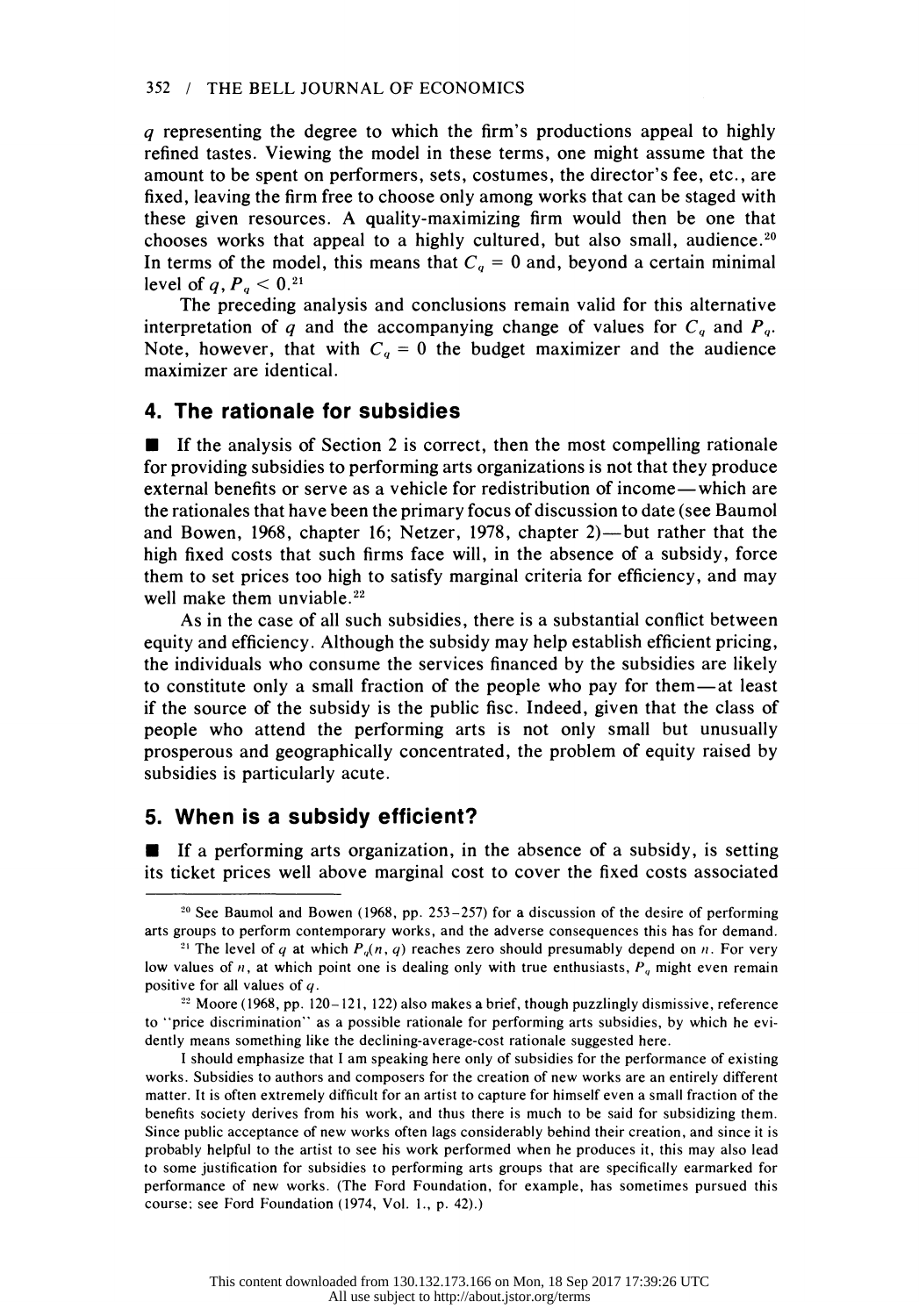$q$ representing the degree to which the firm's productions appeal to highly refined tastes. Viewing the model in these terms, one might assume that the amount to be spent on performers, sets, costumes, the director's fee, etc., are fixed, leaving the firm free to choose only among works that can be staged with these given resources. A quality-maximizing firm would then be one that chooses works that appeal to a highly cultured, but also small, audience.[20] In terms of the model, this means that $C_q = 0$ and, beyond a certain minimal level of $q$, $P_q < 0$.[21]

The preceding analysis and conclusions remain valid for this alternative interpretation of $q$ and the accompanying change of values for $C_q$ and $P_q$. Note, however, that with $C_q = 0$ the budget maximizer and the audience maximizer are identical.

## 4. The rationale for subsidies

■ If the analysis of Section 2 is correct, then the most compelling rationale for providing subsidies to performing arts organizations is not that they produce external benefits or serve as a vehicle for redistribution of income—which are the rationales that have been the primary focus of discussion to date (see Baumol and Bowen, 1968, chapter 16; Netzer, 1978, chapter 2)—but rather that the high fixed costs that such firms face will, in the absence of a subsidy, force them to set prices too high to satisfy marginal criteria for efficiency, and may well make them unviable.[22]

As in the case of all such subsidies, there is a substantial conflict between equity and efficiency. Although the subsidy may help establish efficient pricing, the individuals who consume the services financed by the subsidies are likely to constitute only a small fraction of the people who pay for them—at least if the source of the subsidy is the public fisc. Indeed, given that the class of people who attend the performing arts is not only small but unusually prosperous and geographically concentrated, the problem of equity raised by subsidies is particularly acute.

## 5. When is a subsidy efficient?

■ If a performing arts organization, in the absence of a subsidy, is setting its ticket prices well above marginal cost to cover the fixed costs associated

---

[20] See Baumol and Bowen (1968, pp. 253–257) for a discussion of the desire of performing arts groups to perform contemporary works, and the adverse consequences this has for demand.

[21] The level of $q$ at which $P_q(n, q)$ reaches zero should presumably depend on $n$. For very low values of $n$, at which point one is dealing only with true enthusiasts, $P_q$ might even remain positive for all values of $q$.

[22] Moore (1968, pp. 120–121, 122) also makes a brief, though puzzlingly dismissive, reference to "price discrimination" as a possible rationale for performing arts subsidies, by which he evidently means something like the declining-average-cost rationale suggested here.

I should emphasize that I am speaking here only of subsidies for the performance of existing works. Subsidies to authors and composers for the creation of new works are an entirely different matter. It is often extremely difficult for an artist to capture for himself even a small fraction of the benefits society derives from his work, and thus there is much to be said for subsidizing them. Since public acceptance of new works often lags considerably behind their creation, and since it is probably helpful to the artist to see his work performed when he produces it, this may also lead to some justification for subsidies to performing arts groups that are specifically earmarked for performance of new works. (The Ford Foundation, for example, has sometimes pursued this course; see Ford Foundation (1974, Vol. 1., p. 42).)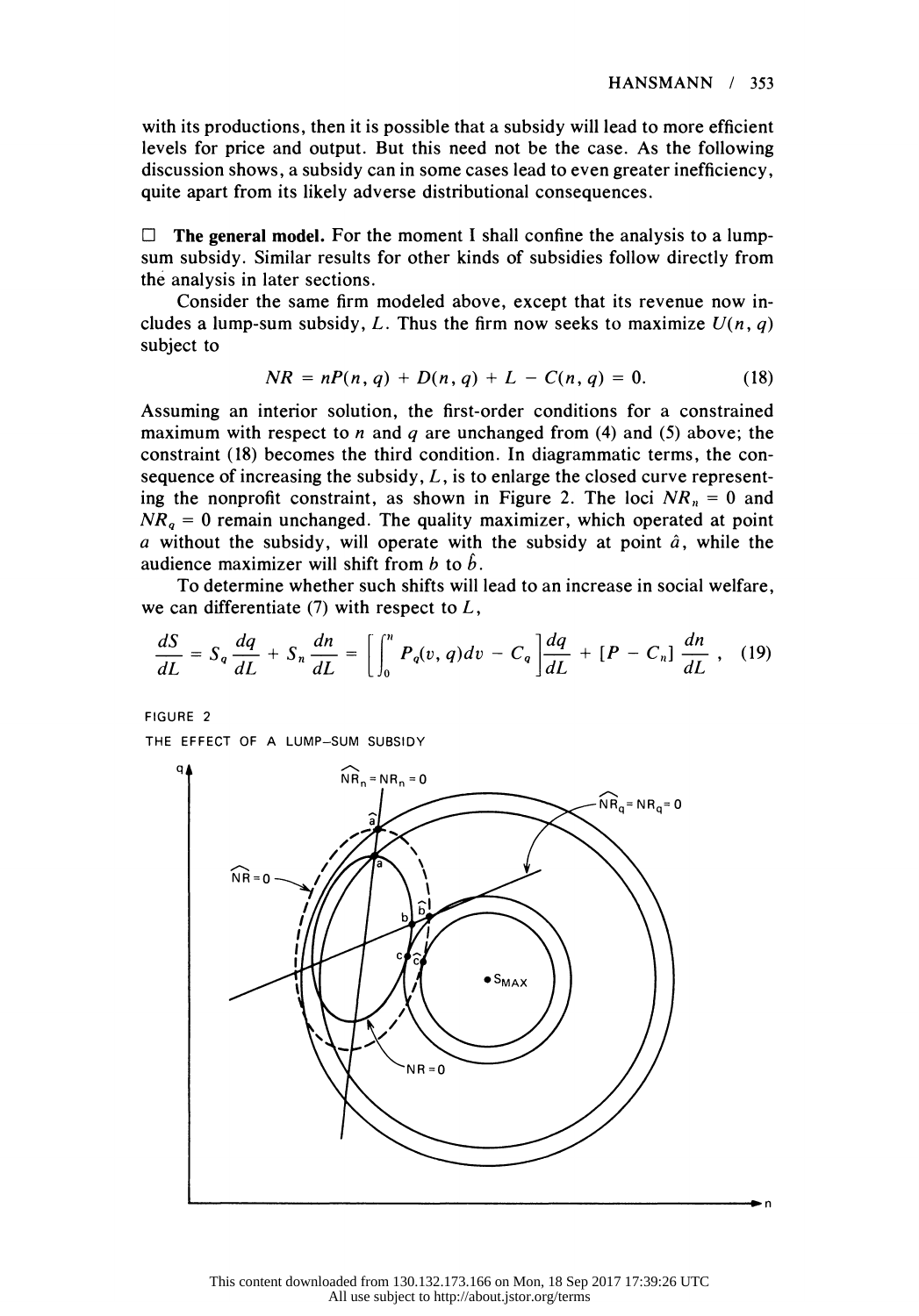with its productions, then it is possible that a subsidy will lead to more efficient levels for price and output. But this need not be the case. As the following discussion shows, a subsidy can in some cases lead to even greater inefficiency, quite apart from its likely adverse distributional consequences.

☐ **The general model.** For the moment I shall confine the analysis to a lump-sum subsidy. Similar results for other kinds of subsidies follow directly from the analysis in later sections.

Consider the same firm modeled above, except that its revenue now includes a lump-sum subsidy, $L$. Thus the firm now seeks to maximize $U(n, q)$ subject to

$$NR = nP(n, q) + D(n, q) + L - C(n, q) = 0. \tag{18}$$

Assuming an interior solution, the first-order conditions for a constrained maximum with respect to $n$ and $q$ are unchanged from (4) and (5) above; the constraint (18) becomes the third condition. In diagrammatic terms, the consequence of increasing the subsidy, $L$, is to enlarge the closed curve representing the nonprofit constraint, as shown in Figure 2. The loci $NR_n = 0$ and $NR_q = 0$ remain unchanged. The quality maximizer, which operated at point $a$ without the subsidy, will operate with the subsidy at point $\hat{a}$, while the audience maximizer will shift from $b$ to $\hat{b}$.

To determine whether such shifts will lead to an increase in social welfare, we can differentiate (7) with respect to $L$,

$$\frac{dS}{dL} = S_q \frac{dq}{dL} + S_n \frac{dn}{dL} = \left[ \int_0^n P_q(v, q)dv - C_q \right] \frac{dq}{dL} + [P - C_n] \frac{dn}{dL}, \tag{19}$$

FIGURE 2

THE EFFECT OF A LUMP-SUM SUBSIDY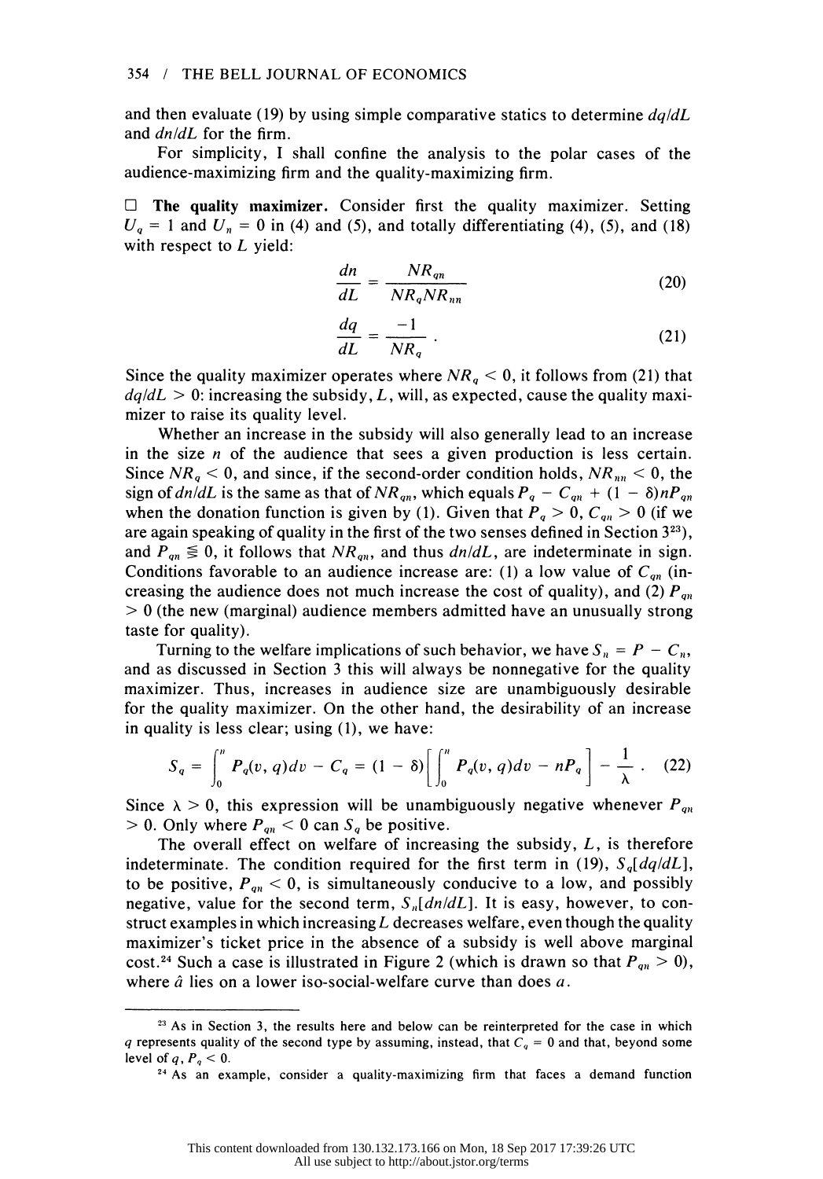and then evaluate (19) by using simple comparative statics to determine $dq/dL$ and $dn/dL$ for the firm.

For simplicity, I shall confine the analysis to the polar cases of the audience-maximizing firm and the quality-maximizing firm.

□ **The quality maximizer.** Consider first the quality maximizer. Setting $U_q = 1$ and $U_n = 0$ in (4) and (5), and totally differentiating (4), (5), and (18) with respect to $L$ yield:

$$\frac{dn}{dL} = \frac{NR_{qn}}{NR_q NR_{nn}} \tag{20}$$

$$\frac{dq}{dL} = \frac{-1}{NR_q} . \tag{21}$$

Since the quality maximizer operates where $NR_q < 0$, it follows from (21) that $dq/dL > 0$: increasing the subsidy, $L$, will, as expected, cause the quality maximizer to raise its quality level.

Whether an increase in the subsidy will also generally lead to an increase in the size $n$ of the audience that sees a given production is less certain. Since $NR_q < 0$, and since, if the second-order condition holds, $NR_{nn} < 0$, the sign of $dn/dL$ is the same as that of $NR_{qn}$, which equals $P_q - C_{qn} + (1 - \delta)nP_{qn}$ when the donation function is given by (1). Given that $P_q > 0$, $C_{qn} > 0$ (if we are again speaking of quality in the first of the two senses defined in Section 3[23]), and $P_{qn} \gtreqless 0$, it follows that $NR_{qn}$, and thus $dn/dL$, are indeterminate in sign. Conditions favorable to an audience increase are: (1) a low value of $C_{qn}$ (increasing the audience does not much increase the cost of quality), and (2) $P_{qn} > 0$ (the new (marginal) audience members admitted have an unusually strong taste for quality).

Turning to the welfare implications of such behavior, we have $S_n = P - C_n$, and as discussed in Section 3 this will always be nonnegative for the quality maximizer. Thus, increases in audience size are unambiguously desirable for the quality maximizer. On the other hand, the desirability of an increase in quality is less clear; using (1), we have:

$$S_q = \int_0^n P_q(v, q)dv - C_q = (1 - \delta)\left[\int_0^n P_q(v, q)dv - nP_q\right] - \frac{1}{\lambda} . \tag{22}$$

Since $\lambda > 0$, this expression will be unambiguously negative whenever $P_{qn} > 0$. Only where $P_{qn} < 0$ can $S_q$ be positive.

The overall effect on welfare of increasing the subsidy, $L$, is therefore indeterminate. The condition required for the first term in (19), $S_q[dq/dL]$, to be positive, $P_{qn} < 0$, is simultaneously conducive to a low, and possibly negative, value for the second term, $S_n[dn/dL]$. It is easy, however, to construct examples in which increasing $L$ decreases welfare, even though the quality maximizer's ticket price in the absence of a subsidy is well above marginal cost.[24] Such a case is illustrated in Figure 2 (which is drawn so that $P_{qn} > 0$), where $\hat{a}$ lies on a lower iso-social-welfare curve than does $a$.

---

[23] As in Section 3, the results here and below can be reinterpreted for the case in which $q$ represents quality of the second type by assuming, instead, that $C_q = 0$ and that, beyond some level of $q$, $P_q < 0$.

[24] As an example, consider a quality-maximizing firm that faces a demand function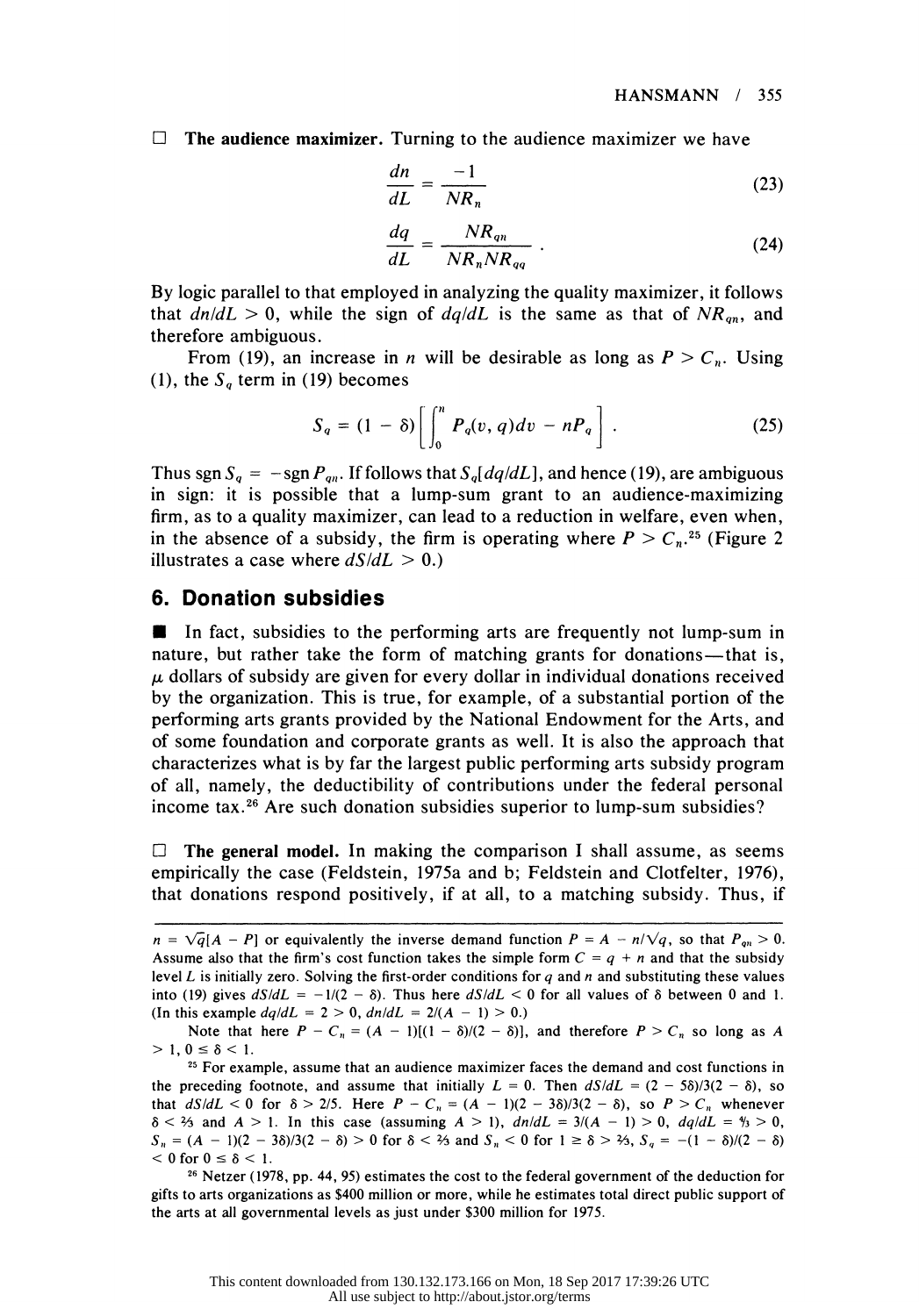☐ **The audience maximizer.** Turning to the audience maximizer we have

$$\frac{dn}{dL} = \frac{-1}{NR_n} \tag{23}$$

$$\frac{dq}{dL} = \frac{NR_{qn}}{NR_n NR_{qq}} . \tag{24}$$

By logic parallel to that employed in analyzing the quality maximizer, it follows that $dn/dL > 0$, while the sign of $dq/dL$ is the same as that of $NR_{qn}$, and therefore ambiguous.

From (19), an increase in $n$ will be desirable as long as $P > C_n$. Using (1), the $S_q$ term in (19) becomes

$$S_q = (1 - \delta)\left[\int_0^n P_q(v, q)dv - nP_q\right] . \tag{25}$$

Thus sgn $S_q = -$sgn $P_{qn}$. If follows that $S_q[dq/dL]$, and hence (19), are ambiguous in sign: it is possible that a lump-sum grant to an audience-maximizing firm, as to a quality maximizer, can lead to a reduction in welfare, even when, in the absence of a subsidy, the firm is operating where $P > C_n$.[25] (Figure 2 illustrates a case where $dS/dL > 0$.)

## 6. Donation subsidies

■ In fact, subsidies to the performing arts are frequently not lump-sum in nature, but rather take the form of matching grants for donations—that is, $\mu$ dollars of subsidy are given for every dollar in individual donations received by the organization. This is true, for example, of a substantial portion of the performing arts grants provided by the National Endowment for the Arts, and of some foundation and corporate grants as well. It is also the approach that characterizes what is by far the largest public performing arts subsidy program of all, namely, the deductibility of contributions under the federal personal income tax.[26] Are such donation subsidies superior to lump-sum subsidies?

☐ **The general model.** In making the comparison I shall assume, as seems empirically the case (Feldstein, 1975a and b; Feldstein and Clotfelter, 1976), that donations respond positively, if at all, to a matching subsidy. Thus, if

---

$n = \sqrt{q}[A - P]$ or equivalently the inverse demand function $P = A - n/\sqrt{q}$, so that $P_{qn} > 0$. Assume also that the firm's cost function takes the simple form $C = q + n$ and that the subsidy level $L$ is initially zero. Solving the first-order conditions for $q$ and $n$ and substituting these values into (19) gives $dS/dL = -1/(2 - \delta)$. Thus here $dS/dL < 0$ for all values of $\delta$ between 0 and 1. (In this example $dq/dL = 2 > 0$, $dn/dL = 2/(A - 1) > 0$.)

Note that here $P - C_n = (A - 1)[(1 - \delta)/(2 - \delta)]$, and therefore $P > C_n$ so long as $A > 1$, $0 \leq \delta < 1$.

[25] For example, assume that an audience maximizer faces the demand and cost functions in the preceding footnote, and assume that initially $L = 0$. Then $dS/dL = (2 - 5\delta)/3(2 - \delta)$, so that $dS/dL < 0$ for $\delta > 2/5$. Here $P - C_n = (A - 1)(2 - 3\delta)/3(2 - \delta)$, so $P > C_n$ whenever $\delta < ⅔$ and $A > 1$. In this case (assuming $A > 1$), $dn/dL = 3/(A - 1) > 0$, $dq/dL = 4/3 > 0$, $S_n = (A - 1)(2 - 3\delta)/3(2 - \delta) > 0$ for $\delta < ⅔$ and $S_n < 0$ for $1 \geq \delta > ⅔$, $S_q = -(1 - \delta)/(2 - \delta) < 0$ for $0 \leq \delta < 1$.

[26] Netzer (1978, pp. 44, 95) estimates the cost to the federal government of the deduction for gifts to arts organizations as \$400 million or more, while he estimates total direct public support of the arts at all governmental levels as just under \$300 million for 1975.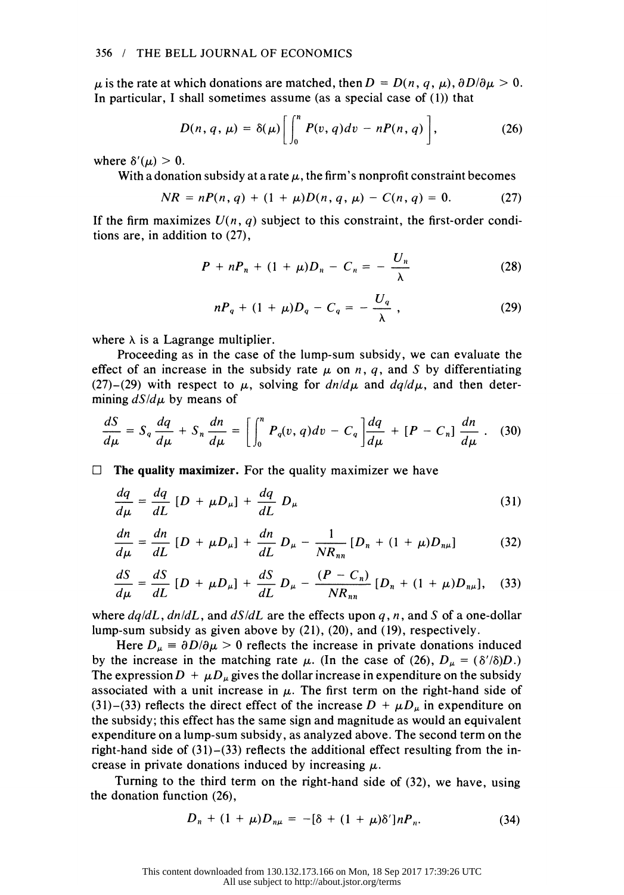$\mu$ is the rate at which donations are matched, then $D = D(n, q, \mu)$, $\partial D/\partial \mu > 0$. In particular, I shall sometimes assume (as a special case of (1)) that

$$D(n, q, \mu) = \delta(\mu)\left[\int_0^n P(v, q)dv - nP(n, q)\right], \tag{26}$$

where $\delta'(\mu) > 0$.

With a donation subsidy at a rate $\mu$, the firm's nonprofit constraint becomes

$$NR = nP(n, q) + (1 + \mu)D(n, q, \mu) - C(n, q) = 0. \tag{27}$$

If the firm maximizes $U(n, q)$ subject to this constraint, the first-order conditions are, in addition to (27),

$$P + nP_n + (1 + \mu)D_n - C_n = -\frac{U_n}{\lambda} \tag{28}$$

$$nP_q + (1 + \mu)D_q - C_q = -\frac{U_q}{\lambda}, \tag{29}$$

where $\lambda$ is a Lagrange multiplier.

Proceeding as in the case of the lump-sum subsidy, we can evaluate the effect of an increase in the subsidy rate $\mu$ on $n$, $q$, and $S$ by differentiating (27)–(29) with respect to $\mu$, solving for $dn/d\mu$ and $dq/d\mu$, and then determining $dS/d\mu$ by means of

$$\frac{dS}{d\mu} = S_q\frac{dq}{d\mu} + S_n\frac{dn}{d\mu} = \left[\int_0^n P_q(v, q)dv - C_q\right]\frac{dq}{d\mu} + [P - C_n]\frac{dn}{d\mu}. \tag{30}$$

□ **The quality maximizer.** For the quality maximizer we have

$$\frac{dq}{d\mu} = \frac{dq}{dL}[D + \mu D_\mu] + \frac{dq}{dL}D_\mu \tag{31}$$

$$\frac{dn}{d\mu} = \frac{dn}{dL}[D + \mu D_\mu] + \frac{dn}{dL}D_\mu - \frac{1}{NR_{nn}}[D_n + (1 + \mu)D_{n\mu}] \tag{32}$$

$$\frac{dS}{d\mu} = \frac{dS}{dL}[D + \mu D_\mu] + \frac{dS}{dL}D_\mu - \frac{(P - C_n)}{NR_{nn}}[D_n + (1 + \mu)D_{n\mu}], \tag{33}$$

where $dq/dL$, $dn/dL$, and $dS/dL$ are the effects upon $q$, $n$, and $S$ of a one-dollar lump-sum subsidy as given above by (21), (20), and (19), respectively.

Here $D_\mu \equiv \partial D/\partial \mu > 0$ reflects the increase in private donations induced by the increase in the matching rate $\mu$. (In the case of (26), $D_\mu = (\delta'/\delta)D$.) The expression $D + \mu D_\mu$ gives the dollar increase in expenditure on the subsidy associated with a unit increase in $\mu$. The first term on the right-hand side of (31)–(33) reflects the direct effect of the increase $D + \mu D_\mu$ in expenditure on the subsidy; this effect has the same sign and magnitude as would an equivalent expenditure on a lump-sum subsidy, as analyzed above. The second term on the right-hand side of (31)–(33) reflects the additional effect resulting from the increase in private donations induced by increasing $\mu$.

Turning to the third term on the right-hand side of (32), we have, using the donation function (26),

$$D_n + (1 + \mu)D_{n\mu} = -[\delta + (1 + \mu)\delta']nP_n. \tag{34}$$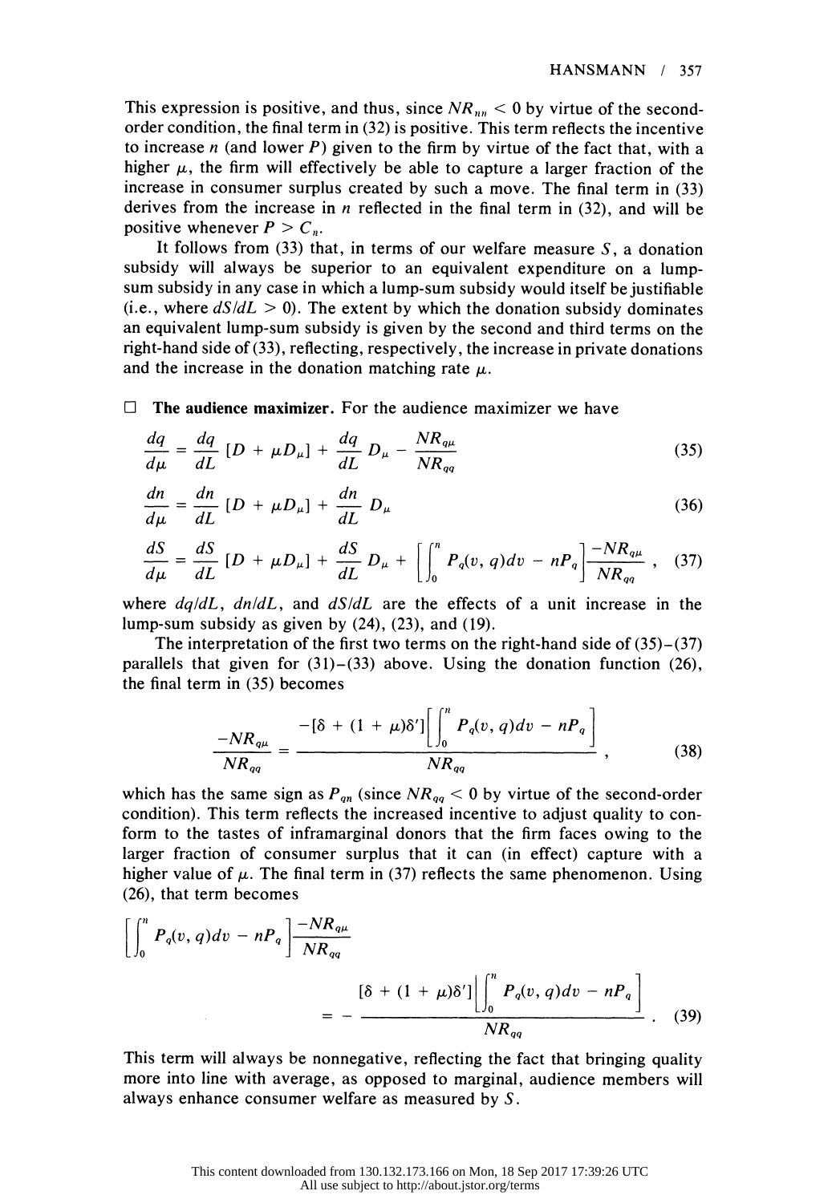This expression is positive, and thus, since $NR_{nn} < 0$ by virtue of the second-order condition, the final term in (32) is positive. This term reflects the incentive to increase $n$ (and lower $P$) given to the firm by virtue of the fact that, with a higher $\mu$, the firm will effectively be able to capture a larger fraction of the increase in consumer surplus created by such a move. The final term in (33) derives from the increase in $n$ reflected in the final term in (32), and will be positive whenever $P > C_n$.

It follows from (33) that, in terms of our welfare measure $S$, a donation subsidy will always be superior to an equivalent expenditure on a lump-sum subsidy in any case in which a lump-sum subsidy would itself be justifiable (i.e., where $dS/dL > 0$). The extent by which the donation subsidy dominates an equivalent lump-sum subsidy is given by the second and third terms on the right-hand side of (33), reflecting, respectively, the increase in private donations and the increase in the donation matching rate $\mu$.

□ **The audience maximizer.** For the audience maximizer we have

$$\frac{dq}{d\mu} = \frac{dq}{dL}[D + \mu D_\mu] + \frac{dq}{dL} D_\mu - \frac{NR_{q\mu}}{NR_{qq}} \tag{35}$$

$$\frac{dn}{d\mu} = \frac{dn}{dL}[D + \mu D_\mu] + \frac{dn}{dL} D_\mu \tag{36}$$

$$\frac{dS}{d\mu} = \frac{dS}{dL}[D + \mu D_\mu] + \frac{dS}{dL} D_\mu + \left[\int_0^n P_q(v, q)dv - nP_q\right]\frac{-NR_{q\mu}}{NR_{qq}}, \tag{37}$$

where $dq/dL$, $dn/dL$, and $dS/dL$ are the effects of a unit increase in the lump-sum subsidy as given by (24), (23), and (19).

The interpretation of the first two terms on the right-hand side of (35)–(37) parallels that given for (31)–(33) above. Using the donation function (26), the final term in (35) becomes

$$\frac{-NR_{q\mu}}{NR_{qq}} = \frac{-[\delta + (1 + \mu)\delta']\left[\int_0^n P_q(v, q)dv - nP_q\right]}{NR_{qq}}, \tag{38}$$

which has the same sign as $P_{qn}$ (since $NR_{qq} < 0$ by virtue of the second-order condition). This term reflects the increased incentive to adjust quality to conform to the tastes of inframarginal donors that the firm faces owing to the larger fraction of consumer surplus that it can (in effect) capture with a higher value of $\mu$. The final term in (37) reflects the same phenomenon. Using (26), that term becomes

$$\left[\int_0^n P_q(v, q)dv - nP_q\right]\frac{-NR_{q\mu}}{NR_{qq}} = -\frac{[\delta + (1 + \mu)\delta']\left[\int_0^n P_q(v, q)dv - nP_q\right]}{NR_{qq}}. \tag{39}$$

This term will always be nonnegative, reflecting the fact that bringing quality more into line with average, as opposed to marginal, audience members will always enhance consumer welfare as measured by $S$.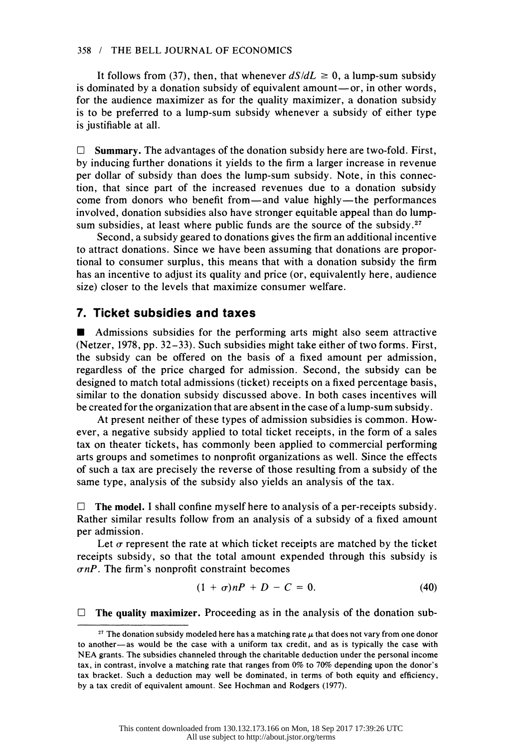It follows from (37), then, that whenever $dS/dL \geq 0$, a lump-sum subsidy is dominated by a donation subsidy of equivalent amount—or, in other words, for the audience maximizer as for the quality maximizer, a donation subsidy is to be preferred to a lump-sum subsidy whenever a subsidy of either type is justifiable at all.

☐ **Summary.** The advantages of the donation subsidy here are two-fold. First, by inducing further donations it yields to the firm a larger increase in revenue per dollar of subsidy than does the lump-sum subsidy. Note, in this connection, that since part of the increased revenues due to a donation subsidy come from donors who benefit from—and value highly—the performances involved, donation subsidies also have stronger equitable appeal than do lump-sum subsidies, at least where public funds are the source of the subsidy.[27]

Second, a subsidy geared to donations gives the firm an additional incentive to attract donations. Since we have been assuming that donations are proportional to consumer surplus, this means that with a donation subsidy the firm has an incentive to adjust its quality and price (or, equivalently here, audience size) closer to the levels that maximize consumer welfare.

## 7. Ticket subsidies and taxes

■ Admissions subsidies for the performing arts might also seem attractive (Netzer, 1978, pp. 32–33). Such subsidies might take either of two forms. First, the subsidy can be offered on the basis of a fixed amount per admission, regardless of the price charged for admission. Second, the subsidy can be designed to match total admissions (ticket) receipts on a fixed percentage basis, similar to the donation subsidy discussed above. In both cases incentives will be created for the organization that are absent in the case of a lump-sum subsidy.

At present neither of these types of admission subsidies is common. However, a negative subsidy applied to total ticket receipts, in the form of a sales tax on theater tickets, has commonly been applied to commercial performing arts groups and sometimes to nonprofit organizations as well. Since the effects of such a tax are precisely the reverse of those resulting from a subsidy of the same type, analysis of the subsidy also yields an analysis of the tax.

☐ **The model.** I shall confine myself here to analysis of a per-receipts subsidy. Rather similar results follow from an analysis of a subsidy of a fixed amount per admission.

Let $\sigma$ represent the rate at which ticket receipts are matched by the ticket receipts subsidy, so that the total amount expended through this subsidy is $\sigma nP$. The firm's nonprofit constraint becomes

$$(1 + \sigma)nP + D - C = 0. \tag{40}$$

☐ **The quality maximizer.** Proceeding as in the analysis of the donation sub-

---

[27] The donation subsidy modeled here has a matching rate $\mu$ that does not vary from one donor to another—as would be the case with a uniform tax credit, and as is typically the case with NEA grants. The subsidies channeled through the charitable deduction under the personal income tax, in contrast, involve a matching rate that ranges from 0% to 70% depending upon the donor's tax bracket. Such a deduction may well be dominated, in terms of both equity and efficiency, by a tax credit of equivalent amount. See Hochman and Rodgers (1977).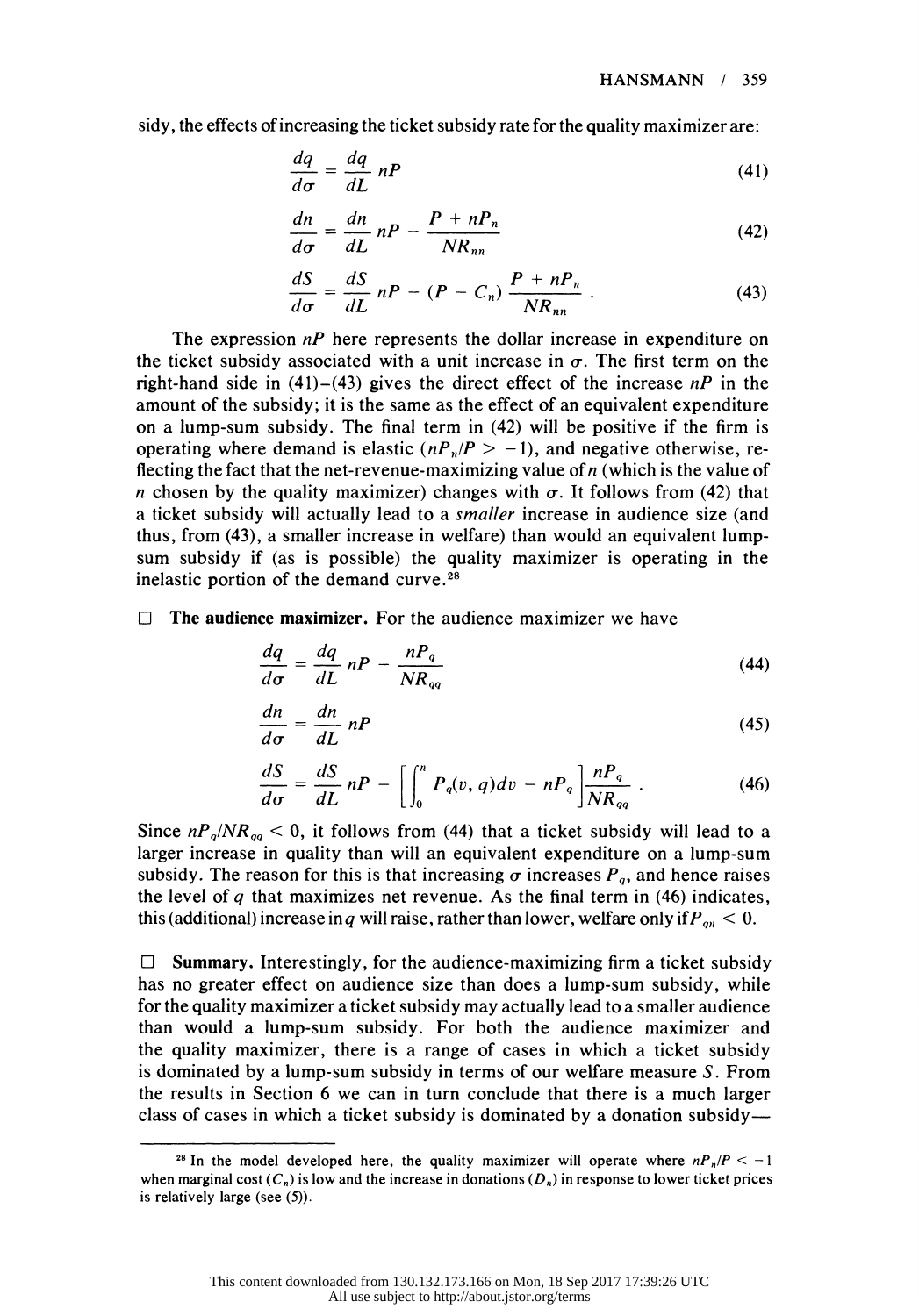sidy, the effects of increasing the ticket subsidy rate for the quality maximizer are:

$$\frac{dq}{d\sigma} = \frac{dq}{dL} nP \tag{41}$$

$$\frac{dn}{d\sigma} = \frac{dn}{dL} nP - \frac{P + nP_n}{NR_{nn}} \tag{42}$$

$$\frac{dS}{d\sigma} = \frac{dS}{dL} nP - (P - C_n) \frac{P + nP_n}{NR_{nn}} . \tag{43}$$

The expression $nP$ here represents the dollar increase in expenditure on the ticket subsidy associated with a unit increase in $\sigma$. The first term on the right-hand side in (41)–(43) gives the direct effect of the increase $nP$ in the amount of the subsidy; it is the same as the effect of an equivalent expenditure on a lump-sum subsidy. The final term in (42) will be positive if the firm is operating where demand is elastic ($nP_n/P > -1$), and negative otherwise, reflecting the fact that the net-revenue-maximizing value of $n$ (which is the value of $n$ chosen by the quality maximizer) changes with $\sigma$. It follows from (42) that a ticket subsidy will actually lead to a *smaller* increase in audience size (and thus, from (43), a smaller increase in welfare) than would an equivalent lump-sum subsidy if (as is possible) the quality maximizer is operating in the inelastic portion of the demand curve.[28]

□ **The audience maximizer.** For the audience maximizer we have

$$\frac{dq}{d\sigma} = \frac{dq}{dL} nP - \frac{nP_q}{NR_{qq}} \tag{44}$$

$$\frac{dn}{d\sigma} = \frac{dn}{dL} nP \tag{45}$$

$$\frac{dS}{d\sigma} = \frac{dS}{dL} nP - \left[ \int_0^n P_q(v, q)dv - nP_q \right] \frac{nP_q}{NR_{qq}} . \tag{46}$$

Since $nP_q/NR_{qq} < 0$, it follows from (44) that a ticket subsidy will lead to a larger increase in quality than will an equivalent expenditure on a lump-sum subsidy. The reason for this is that increasing $\sigma$ increases $P_q$, and hence raises the level of $q$ that maximizes net revenue. As the final term in (46) indicates, this (additional) increase in $q$ will raise, rather than lower, welfare only if $P_{qn} < 0$.

□ **Summary.** Interestingly, for the audience-maximizing firm a ticket subsidy has no greater effect on audience size than does a lump-sum subsidy, while for the quality maximizer a ticket subsidy may actually lead to a smaller audience than would a lump-sum subsidy. For both the audience maximizer and the quality maximizer, there is a range of cases in which a ticket subsidy is dominated by a lump-sum subsidy in terms of our welfare measure $S$. From the results in Section 6 we can in turn conclude that there is a much larger class of cases in which a ticket subsidy is dominated by a donation subsidy—

---

[28] In the model developed here, the quality maximizer will operate where $nP_n/P < -1$ when marginal cost ($C_n$) is low and the increase in donations ($D_n$) in response to lower ticket prices is relatively large (see (5)).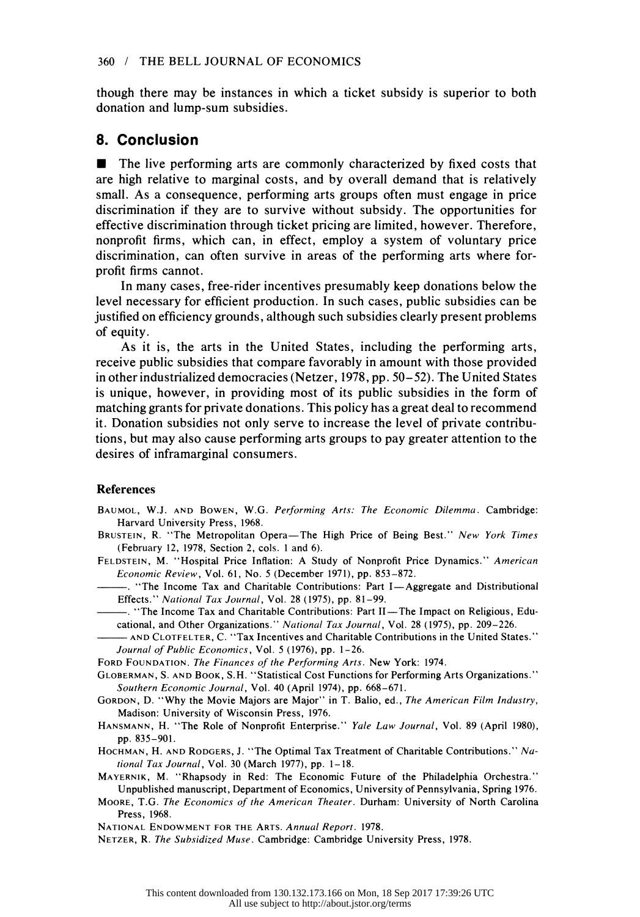though there may be instances in which a ticket subsidy is superior to both donation and lump-sum subsidies.

## 8. Conclusion

■ The live performing arts are commonly characterized by fixed costs that are high relative to marginal costs, and by overall demand that is relatively small. As a consequence, performing arts groups often must engage in price discrimination if they are to survive without subsidy. The opportunities for effective discrimination through ticket pricing are limited, however. Therefore, nonprofit firms, which can, in effect, employ a system of voluntary price discrimination, can often survive in areas of the performing arts where for-profit firms cannot.

In many cases, free-rider incentives presumably keep donations below the level necessary for efficient production. In such cases, public subsidies can be justified on efficiency grounds, although such subsidies clearly present problems of equity.

As it is, the arts in the United States, including the performing arts, receive public subsidies that compare favorably in amount with those provided in other industrialized democracies (Netzer, 1978, pp. 50–52). The United States is unique, however, in providing most of its public subsidies in the form of matching grants for private donations. This policy has a great deal to recommend it. Donation subsidies not only serve to increase the level of private contributions, but may also cause performing arts groups to pay greater attention to the desires of inframarginal consumers.

### References

BAUMOL, W.J. AND BOWEN, W.G. *Performing Arts: The Economic Dilemma*. Cambridge: Harvard University Press, 1968.

BRUSTEIN, R. "The Metropolitan Opera—The High Price of Being Best." *New York Times* (February 12, 1978, Section 2, cols. 1 and 6).

FELDSTEIN, M. "Hospital Price Inflation: A Study of Nonprofit Price Dynamics." *American Economic Review*, Vol. 61, No. 5 (December 1971), pp. 853–872.

———. "The Income Tax and Charitable Contributions: Part I—Aggregate and Distributional Effects." *National Tax Journal*, Vol. 28 (1975), pp. 81–99.

———. "The Income Tax and Charitable Contributions: Part II—The Impact on Religious, Educational, and Other Organizations." *National Tax Journal*, Vol. 28 (1975), pp. 209–226.

——— AND CLOTFELTER, C. "Tax Incentives and Charitable Contributions in the United States." *Journal of Public Economics*, Vol. 5 (1976), pp. 1–26.

FORD FOUNDATION. *The Finances of the Performing Arts*. New York: 1974.

GLOBERMAN, S. AND BOOK, S.H. "Statistical Cost Functions for Performing Arts Organizations." *Southern Economic Journal*, Vol. 40 (April 1974), pp. 668–671.

GORDON, D. "Why the Movie Majors are Major" in T. Balio, ed., *The American Film Industry*, Madison: University of Wisconsin Press, 1976.

HANSMANN, H. "The Role of Nonprofit Enterprise." *Yale Law Journal*, Vol. 89 (April 1980), pp. 835–901.

HOCHMAN, H. AND RODGERS, J. "The Optimal Tax Treatment of Charitable Contributions." *National Tax Journal*, Vol. 30 (March 1977), pp. 1–18.

MAYERNIK, M. "Rhapsody in Red: The Economic Future of the Philadelphia Orchestra." Unpublished manuscript, Department of Economics, University of Pennsylvania, Spring 1976.

MOORE, T.G. *The Economics of the American Theater*. Durham: University of North Carolina Press, 1968.

NATIONAL ENDOWMENT FOR THE ARTS. *Annual Report*. 1978.

NETZER, R. *The Subsidized Muse*. Cambridge: Cambridge University Press, 1978.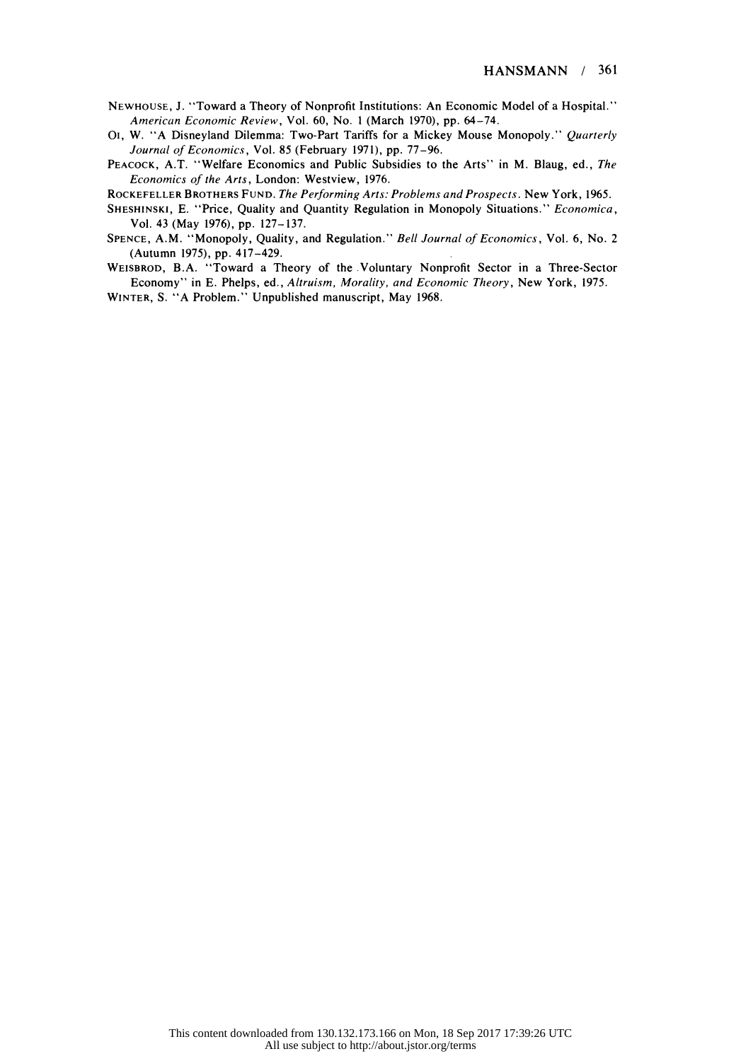NEWHOUSE, J. "Toward a Theory of Nonprofit Institutions: An Economic Model of a Hospital." *American Economic Review*, Vol. 60, No. 1 (March 1970), pp. 64–74.

OI, W. "A Disneyland Dilemma: Two-Part Tariffs for a Mickey Mouse Monopoly." *Quarterly Journal of Economics*, Vol. 85 (February 1971), pp. 77–96.

PEACOCK, A.T. "Welfare Economics and Public Subsidies to the Arts" in M. Blaug, ed., *The Economics of the Arts*, London: Westview, 1976.

ROCKEFELLER BROTHERS FUND. *The Performing Arts: Problems and Prospects*. New York, 1965.

SHESHINSKI, E. "Price, Quality and Quantity Regulation in Monopoly Situations." *Economica*, Vol. 43 (May 1976), pp. 127–137.

SPENCE, A.M. "Monopoly, Quality, and Regulation." *Bell Journal of Economics*, Vol. 6, No. 2 (Autumn 1975), pp. 417–429.

WEISBROD, B.A. "Toward a Theory of the Voluntary Nonprofit Sector in a Three-Sector Economy" in E. Phelps, ed., *Altruism, Morality, and Economic Theory*, New York, 1975.

WINTER, S. "A Problem." Unpublished manuscript, May 1968.